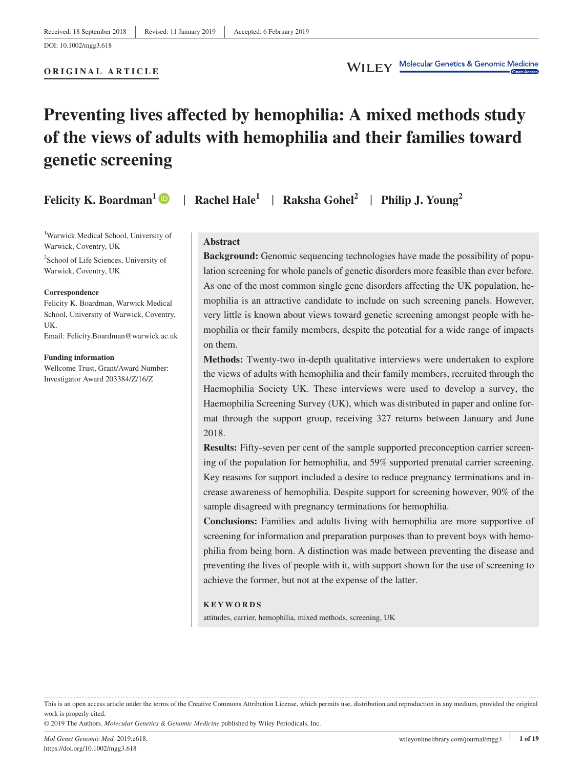Received: 18 September 2018 | Revised: 11 January 2019 | Accepted: 6 February 2019

DOI: 10.1002/mgg3.618

**ORIGINAL ARTICLE**

# Preventing lives affected by hemophilia: A mixed methods study of the views of adults with hemophilia and their families toward genetic screening

**Felicity K. Boardman[1]** | **Rachel Hale[1]** | **Raksha Gohel[2]** | **Philip J. Young[2]**

[1]Warwick Medical School, University of Warwick, Coventry, UK

[2]School of Life Sciences, University of Warwick, Coventry, UK

**Correspondence**
Felicity K. Boardman, Warwick Medical School, University of Warwick, Coventry, UK.
Email: Felicity.Boardman@warwick.ac.uk

**Funding information**
Wellcome Trust, Grant/Award Number: Investigator Award 203384/Z/16/Z

## Abstract

**Background:** Genomic sequencing technologies have made the possibility of population screening for whole panels of genetic disorders more feasible than ever before. As one of the most common single gene disorders affecting the UK population, hemophilia is an attractive candidate to include on such screening panels. However, very little is known about views toward genetic screening amongst people with hemophilia or their family members, despite the potential for a wide range of impacts on them.

**Methods:** Twenty-two in-depth qualitative interviews were undertaken to explore the views of adults with hemophilia and their family members, recruited through the Haemophilia Society UK. These interviews were used to develop a survey, the Haemophilia Screening Survey (UK), which was distributed in paper and online format through the support group, receiving 327 returns between January and June 2018.

**Results:** Fifty-seven per cent of the sample supported preconception carrier screening of the population for hemophilia, and 59% supported prenatal carrier screening. Key reasons for support included a desire to reduce pregnancy terminations and increase awareness of hemophilia. Despite support for screening however, 90% of the sample disagreed with pregnancy terminations for hemophilia.

**Conclusions:** Families and adults living with hemophilia are more supportive of screening for information and preparation purposes than to prevent boys with hemophilia from being born. A distinction was made between preventing the disease and preventing the lives of people with it, with support shown for the use of screening to achieve the former, but not at the expense of the latter.

**KEYWORDS**

attitudes, carrier, hemophilia, mixed methods, screening, UK

---

This is an open access article under the terms of the Creative Commons Attribution License, which permits use, distribution and reproduction in any medium, provided the original work is properly cited.

© 2019 The Authors. *Molecular Genetics & Genomic Medicine* published by Wiley Periodicals, Inc.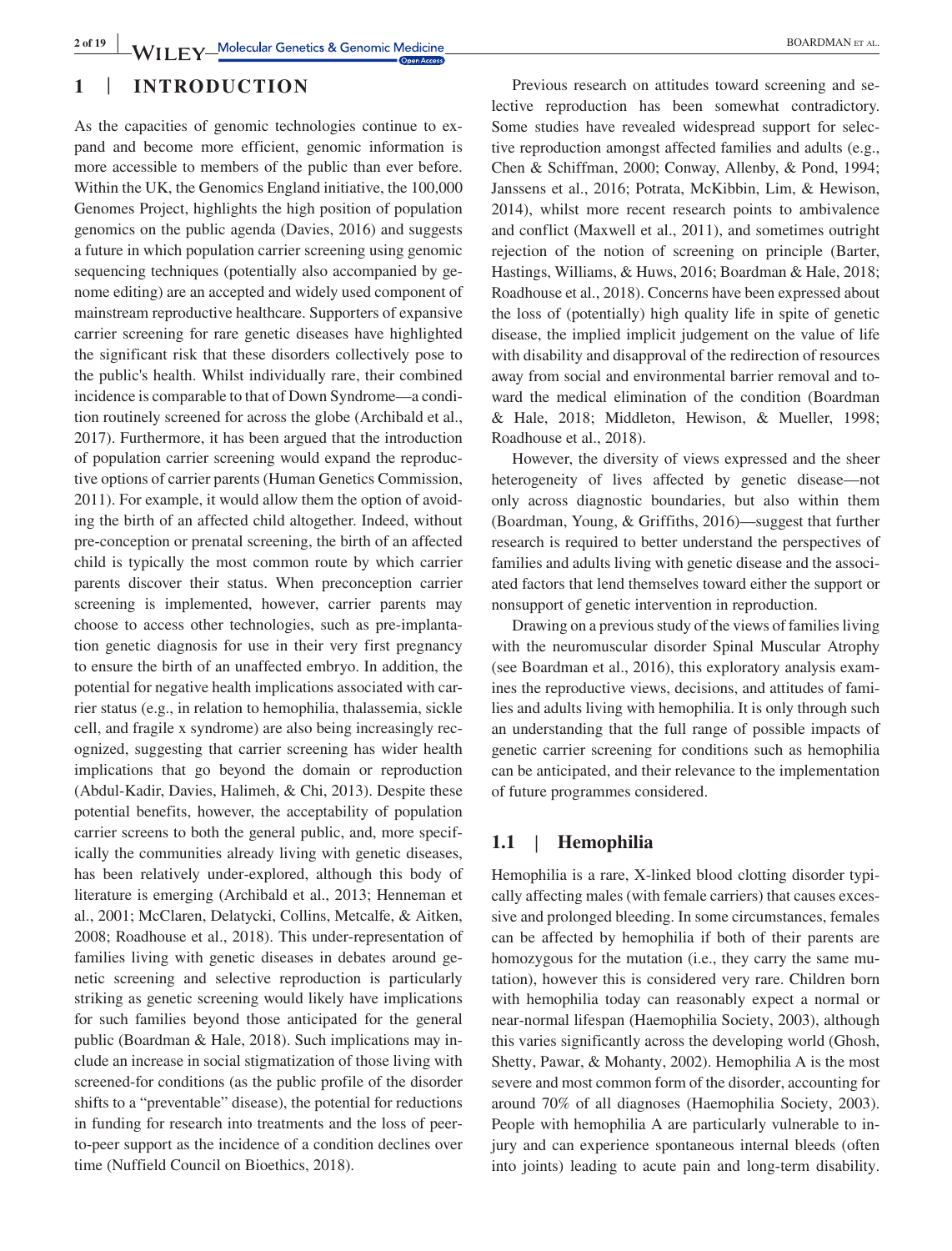## 1 | INTRODUCTION

As the capacities of genomic technologies continue to expand and become more efficient, genomic information is more accessible to members of the public than ever before. Within the UK, the Genomics England initiative, the 100,000 Genomes Project, highlights the high position of population genomics on the public agenda (Davies, 2016) and suggests a future in which population carrier screening using genomic sequencing techniques (potentially also accompanied by genome editing) are an accepted and widely used component of mainstream reproductive healthcare. Supporters of expansive carrier screening for rare genetic diseases have highlighted the significant risk that these disorders collectively pose to the public's health. Whilst individually rare, their combined incidence is comparable to that of Down Syndrome—a condition routinely screened for across the globe (Archibald et al., 2017). Furthermore, it has been argued that the introduction of population carrier screening would expand the reproductive options of carrier parents (Human Genetics Commission, 2011). For example, it would allow them the option of avoiding the birth of an affected child altogether. Indeed, without pre-conception or prenatal screening, the birth of an affected child is typically the most common route by which carrier parents discover their status. When preconception carrier screening is implemented, however, carrier parents may choose to access other technologies, such as pre-implantation genetic diagnosis for use in their very first pregnancy to ensure the birth of an unaffected embryo. In addition, the potential for negative health implications associated with carrier status (e.g., in relation to hemophilia, thalassemia, sickle cell, and fragile x syndrome) are also being increasingly recognized, suggesting that carrier screening has wider health implications that go beyond the domain or reproduction (Abdul-Kadir, Davies, Halimeh, & Chi, 2013). Despite these potential benefits, however, the acceptability of population carrier screens to both the general public, and, more specifically the communities already living with genetic diseases, has been relatively under-explored, although this body of literature is emerging (Archibald et al., 2013; Henneman et al., 2001; McClaren, Delatycki, Collins, Metcalfe, & Aitken, 2008; Roadhouse et al., 2018). This under-representation of families living with genetic diseases in debates around genetic screening and selective reproduction is particularly striking as genetic screening would likely have implications for such families beyond those anticipated for the general public (Boardman & Hale, 2018). Such implications may include an increase in social stigmatization of those living with screened-for conditions (as the public profile of the disorder shifts to a "preventable" disease), the potential for reductions in funding for research into treatments and the loss of peer-to-peer support as the incidence of a condition declines over time (Nuffield Council on Bioethics, 2018).

Previous research on attitudes toward screening and selective reproduction has been somewhat contradictory. Some studies have revealed widespread support for selective reproduction amongst affected families and adults (e.g., Chen & Schiffman, 2000; Conway, Allenby, & Pond, 1994; Janssens et al., 2016; Potrata, McKibbin, Lim, & Hewison, 2014), whilst more recent research points to ambivalence and conflict (Maxwell et al., 2011), and sometimes outright rejection of the notion of screening on principle (Barter, Hastings, Williams, & Huws, 2016; Boardman & Hale, 2018; Roadhouse et al., 2018). Concerns have been expressed about the loss of (potentially) high quality life in spite of genetic disease, the implied implicit judgement on the value of life with disability and disapproval of the redirection of resources away from social and environmental barrier removal and toward the medical elimination of the condition (Boardman & Hale, 2018; Middleton, Hewison, & Mueller, 1998; Roadhouse et al., 2018).

However, the diversity of views expressed and the sheer heterogeneity of lives affected by genetic disease—not only across diagnostic boundaries, but also within them (Boardman, Young, & Griffiths, 2016)—suggest that further research is required to better understand the perspectives of families and adults living with genetic disease and the associated factors that lend themselves toward either the support or nonsupport of genetic intervention in reproduction.

Drawing on a previous study of the views of families living with the neuromuscular disorder Spinal Muscular Atrophy (see Boardman et al., 2016), this exploratory analysis examines the reproductive views, decisions, and attitudes of families and adults living with hemophilia. It is only through such an understanding that the full range of possible impacts of genetic carrier screening for conditions such as hemophilia can be anticipated, and their relevance to the implementation of future programmes considered.

### 1.1 | Hemophilia

Hemophilia is a rare, X-linked blood clotting disorder typically affecting males (with female carriers) that causes excessive and prolonged bleeding. In some circumstances, females can be affected by hemophilia if both of their parents are homozygous for the mutation (i.e., they carry the same mutation), however this is considered very rare. Children born with hemophilia today can reasonably expect a normal or near-normal lifespan (Haemophilia Society, 2003), although this varies significantly across the developing world (Ghosh, Shetty, Pawar, & Mohanty, 2002). Hemophilia A is the most severe and most common form of the disorder, accounting for around 70% of all diagnoses (Haemophilia Society, 2003). People with hemophilia A are particularly vulnerable to injury and can experience spontaneous internal bleeds (often into joints) leading to acute pain and long-term disability.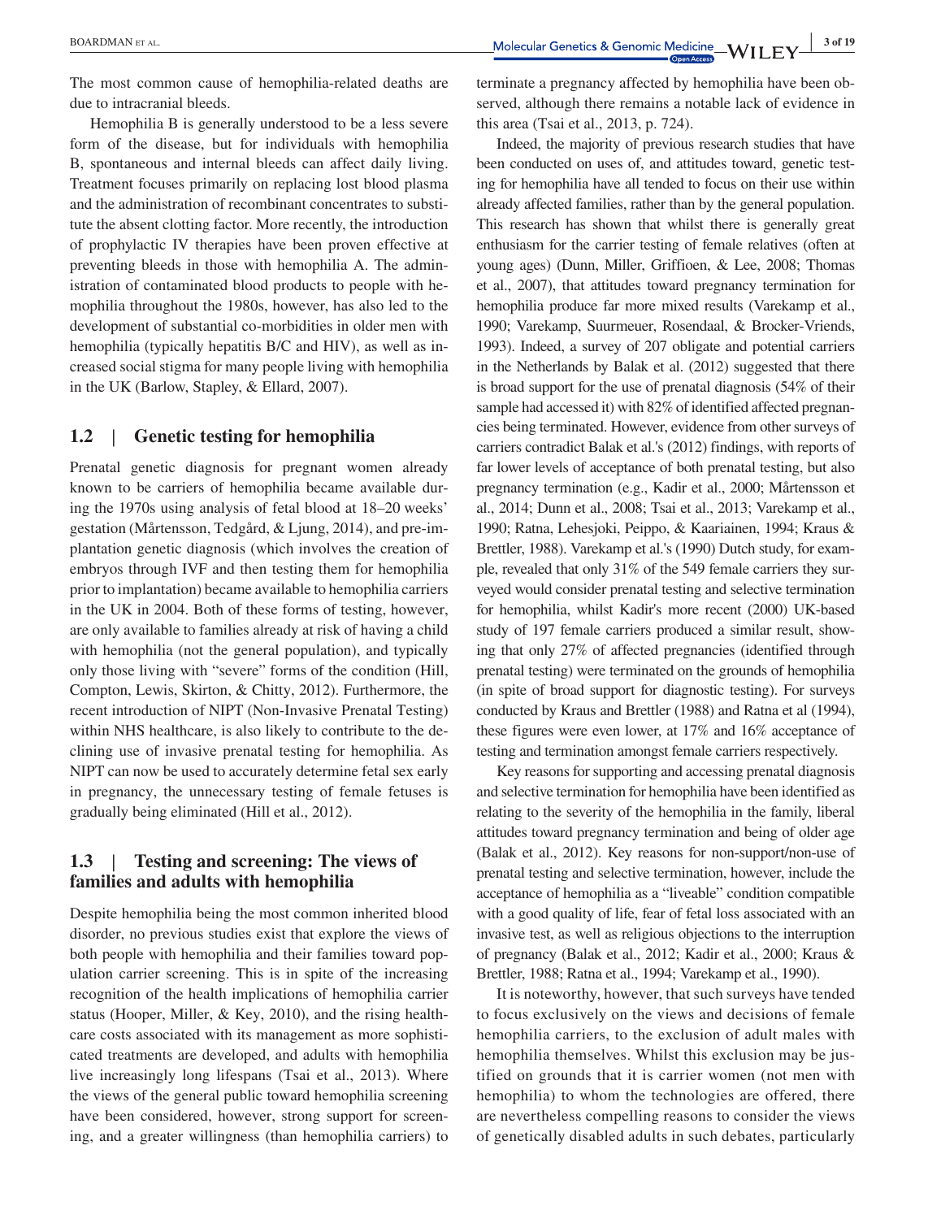The most common cause of hemophilia-related deaths are due to intracranial bleeds.

Hemophilia B is generally understood to be a less severe form of the disease, but for individuals with hemophilia B, spontaneous and internal bleeds can affect daily living. Treatment focuses primarily on replacing lost blood plasma and the administration of recombinant concentrates to substitute the absent clotting factor. More recently, the introduction of prophylactic IV therapies have been proven effective at preventing bleeds in those with hemophilia A. The administration of contaminated blood products to people with hemophilia throughout the 1980s, however, has also led to the development of substantial co-morbidities in older men with hemophilia (typically hepatitis B/C and HIV), as well as increased social stigma for many people living with hemophilia in the UK (Barlow, Stapley, & Ellard, 2007).

## 1.2 | Genetic testing for hemophilia

Prenatal genetic diagnosis for pregnant women already known to be carriers of hemophilia became available during the 1970s using analysis of fetal blood at 18–20 weeks' gestation (Mårtensson, Tedgård, & Ljung, 2014), and pre-implantation genetic diagnosis (which involves the creation of embryos through IVF and then testing them for hemophilia prior to implantation) became available to hemophilia carriers in the UK in 2004. Both of these forms of testing, however, are only available to families already at risk of having a child with hemophilia (not the general population), and typically only those living with "severe" forms of the condition (Hill, Compton, Lewis, Skirton, & Chitty, 2012). Furthermore, the recent introduction of NIPT (Non-Invasive Prenatal Testing) within NHS healthcare, is also likely to contribute to the declining use of invasive prenatal testing for hemophilia. As NIPT can now be used to accurately determine fetal sex early in pregnancy, the unnecessary testing of female fetuses is gradually being eliminated (Hill et al., 2012).

## 1.3 | Testing and screening: The views of families and adults with hemophilia

Despite hemophilia being the most common inherited blood disorder, no previous studies exist that explore the views of both people with hemophilia and their families toward population carrier screening. This is in spite of the increasing recognition of the health implications of hemophilia carrier status (Hooper, Miller, & Key, 2010), and the rising healthcare costs associated with its management as more sophisticated treatments are developed, and adults with hemophilia live increasingly long lifespans (Tsai et al., 2013). Where the views of the general public toward hemophilia screening have been considered, however, strong support for screening, and a greater willingness (than hemophilia carriers) to terminate a pregnancy affected by hemophilia have been observed, although there remains a notable lack of evidence in this area (Tsai et al., 2013, p. 724).

Indeed, the majority of previous research studies that have been conducted on uses of, and attitudes toward, genetic testing for hemophilia have all tended to focus on their use within already affected families, rather than by the general population. This research has shown that whilst there is generally great enthusiasm for the carrier testing of female relatives (often at young ages) (Dunn, Miller, Griffioen, & Lee, 2008; Thomas et al., 2007), that attitudes toward pregnancy termination for hemophilia produce far more mixed results (Varekamp et al., 1990; Varekamp, Suurmeuer, Rosendaal, & Brocker-Vriends, 1993). Indeed, a survey of 207 obligate and potential carriers in the Netherlands by Balak et al. (2012) suggested that there is broad support for the use of prenatal diagnosis (54% of their sample had accessed it) with 82% of identified affected pregnancies being terminated. However, evidence from other surveys of carriers contradict Balak et al.'s (2012) findings, with reports of far lower levels of acceptance of both prenatal testing, but also pregnancy termination (e.g., Kadir et al., 2000; Mårtensson et al., 2014; Dunn et al., 2008; Tsai et al., 2013; Varekamp et al., 1990; Ratna, Lehesjoki, Peippo, & Kaariainen, 1994; Kraus & Brettler, 1988). Varekamp et al.'s (1990) Dutch study, for example, revealed that only 31% of the 549 female carriers they surveyed would consider prenatal testing and selective termination for hemophilia, whilst Kadir's more recent (2000) UK-based study of 197 female carriers produced a similar result, showing that only 27% of affected pregnancies (identified through prenatal testing) were terminated on the grounds of hemophilia (in spite of broad support for diagnostic testing). For surveys conducted by Kraus and Brettler (1988) and Ratna et al (1994), these figures were even lower, at 17% and 16% acceptance of testing and termination amongst female carriers respectively.

Key reasons for supporting and accessing prenatal diagnosis and selective termination for hemophilia have been identified as relating to the severity of the hemophilia in the family, liberal attitudes toward pregnancy termination and being of older age (Balak et al., 2012). Key reasons for non-support/non-use of prenatal testing and selective termination, however, include the acceptance of hemophilia as a "liveable" condition compatible with a good quality of life, fear of fetal loss associated with an invasive test, as well as religious objections to the interruption of pregnancy (Balak et al., 2012; Kadir et al., 2000; Kraus & Brettler, 1988; Ratna et al., 1994; Varekamp et al., 1990).

It is noteworthy, however, that such surveys have tended to focus exclusively on the views and decisions of female hemophilia carriers, to the exclusion of adult males with hemophilia themselves. Whilst this exclusion may be justified on grounds that it is carrier women (not men with hemophilia) to whom the technologies are offered, there are nevertheless compelling reasons to consider the views of genetically disabled adults in such debates, particularly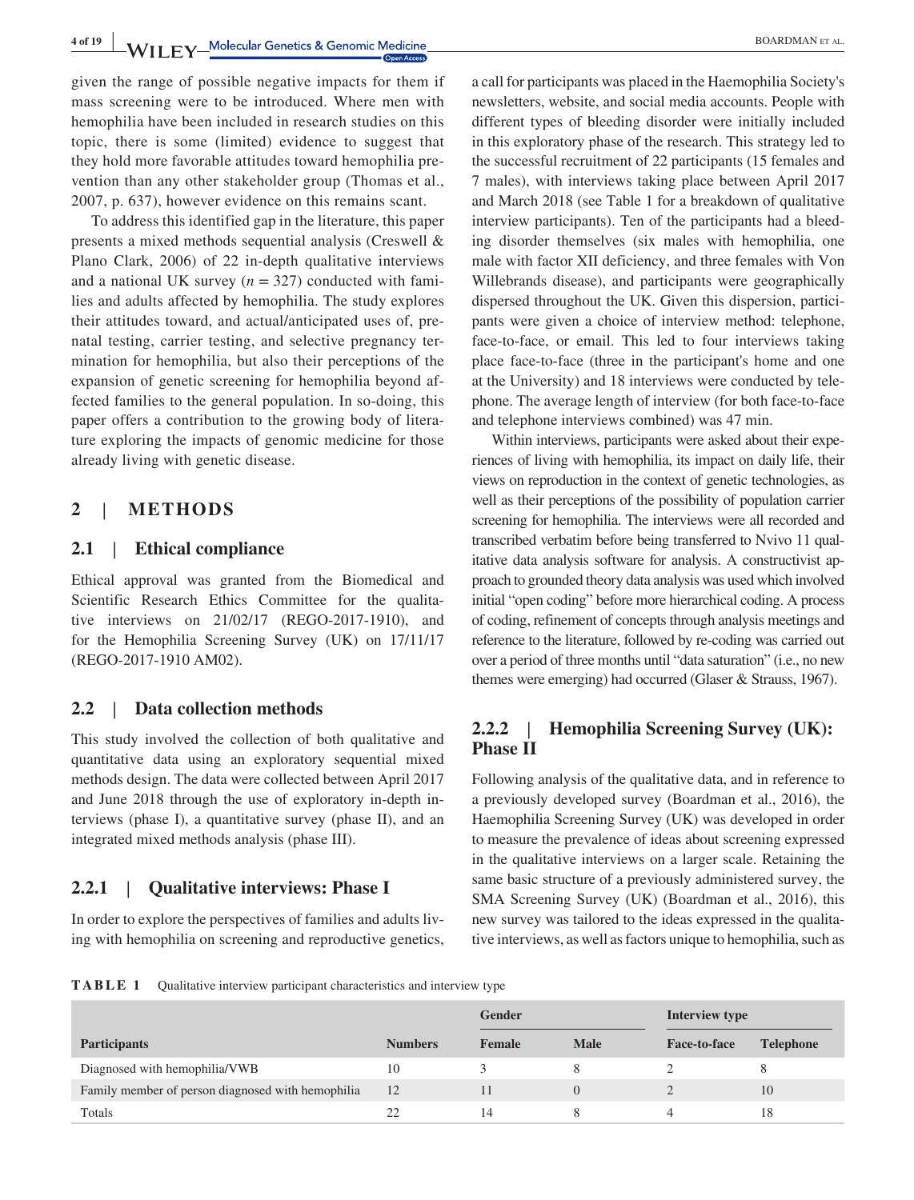given the range of possible negative impacts for them if mass screening were to be introduced. Where men with hemophilia have been included in research studies on this topic, there is some (limited) evidence to suggest that they hold more favorable attitudes toward hemophilia prevention than any other stakeholder group (Thomas et al., 2007, p. 637), however evidence on this remains scant.

To address this identified gap in the literature, this paper presents a mixed methods sequential analysis (Creswell & Plano Clark, 2006) of 22 in-depth qualitative interviews and a national UK survey ($n = 327$) conducted with families and adults affected by hemophilia. The study explores their attitudes toward, and actual/anticipated uses of, prenatal testing, carrier testing, and selective pregnancy termination for hemophilia, but also their perceptions of the expansion of genetic screening for hemophilia beyond affected families to the general population. In so-doing, this paper offers a contribution to the growing body of literature exploring the impacts of genomic medicine for those already living with genetic disease.

## 2 | METHODS

### 2.1 | Ethical compliance

Ethical approval was granted from the Biomedical and Scientific Research Ethics Committee for the qualitative interviews on 21/02/17 (REGO-2017-1910), and for the Hemophilia Screening Survey (UK) on 17/11/17 (REGO-2017-1910 AM02).

### 2.2 | Data collection methods

This study involved the collection of both qualitative and quantitative data using an exploratory sequential mixed methods design. The data were collected between April 2017 and June 2018 through the use of exploratory in-depth interviews (phase I), a quantitative survey (phase II), and an integrated mixed methods analysis (phase III).

#### 2.2.1 | Qualitative interviews: Phase I

In order to explore the perspectives of families and adults living with hemophilia on screening and reproductive genetics, a call for participants was placed in the Haemophilia Society's newsletters, website, and social media accounts. People with different types of bleeding disorder were initially included in this exploratory phase of the research. This strategy led to the successful recruitment of 22 participants (15 females and 7 males), with interviews taking place between April 2017 and March 2018 (see Table 1 for a breakdown of qualitative interview participants). Ten of the participants had a bleeding disorder themselves (six males with hemophilia, one male with factor XII deficiency, and three females with Von Willebrands disease), and participants were geographically dispersed throughout the UK. Given this dispersion, participants were given a choice of interview method: telephone, face-to-face, or email. This led to four interviews taking place face-to-face (three in the participant's home and one at the University) and 18 interviews were conducted by telephone. The average length of interview (for both face-to-face and telephone interviews combined) was 47 min.

Within interviews, participants were asked about their experiences of living with hemophilia, its impact on daily life, their views on reproduction in the context of genetic technologies, as well as their perceptions of the possibility of population carrier screening for hemophilia. The interviews were all recorded and transcribed verbatim before being transferred to Nvivo 11 qualitative data analysis software for analysis. A constructivist approach to grounded theory data analysis was used which involved initial "open coding" before more hierarchical coding. A process of coding, refinement of concepts through analysis meetings and reference to the literature, followed by re-coding was carried out over a period of three months until "data saturation" (i.e., no new themes were emerging) had occurred (Glaser & Strauss, 1967).

#### 2.2.2 | Hemophilia Screening Survey (UK): Phase II

Following analysis of the qualitative data, and in reference to a previously developed survey (Boardman et al., 2016), the Haemophilia Screening Survey (UK) was developed in order to measure the prevalence of ideas about screening expressed in the qualitative interviews on a larger scale. Retaining the same basic structure of a previously administered survey, the SMA Screening Survey (UK) (Boardman et al., 2016), this new survey was tailored to the ideas expressed in the qualitative interviews, as well as factors unique to hemophilia, such as

**TABLE 1** Qualitative interview participant characteristics and interview type

| | | Gender | | Interview type | |
|---|---|---|---|---|---|
| **Participants** | **Numbers** | **Female** | **Male** | **Face-to-face** | **Telephone** |
| Diagnosed with hemophilia/VWB | 10 | 3 | 8 | 2 | 8 |
| Family member of person diagnosed with hemophilia | 12 | 11 | 0 | 2 | 10 |
| Totals | 22 | 14 | 8 | 4 | 18 |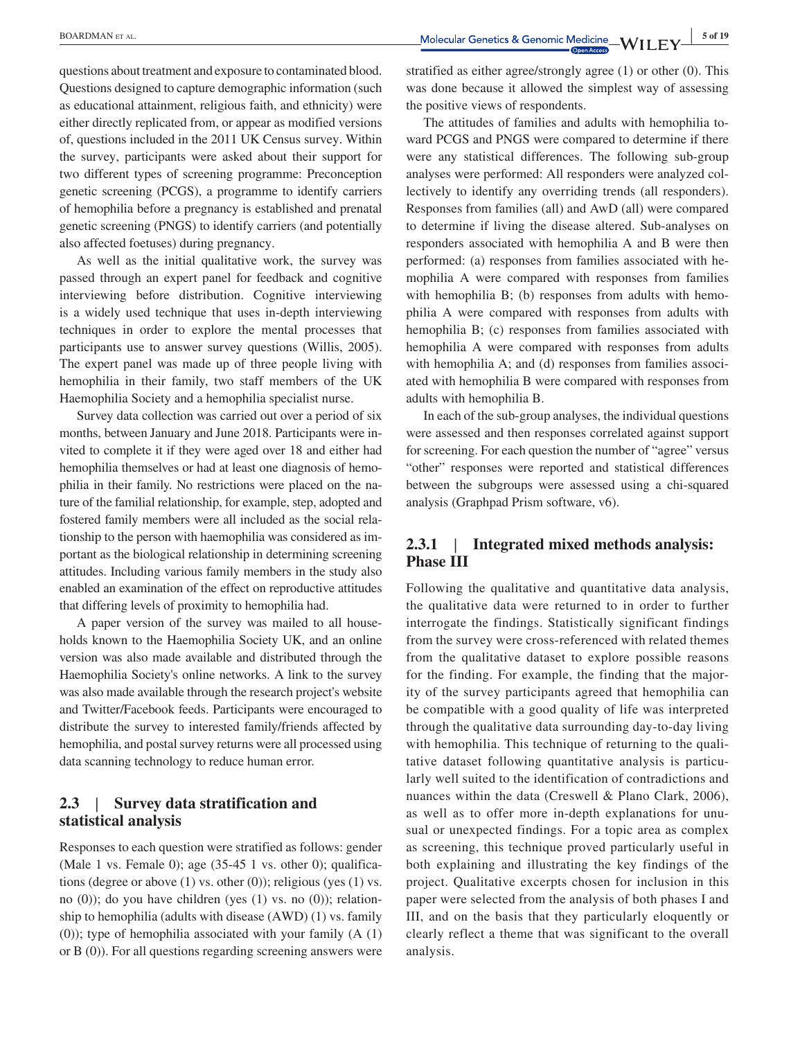questions about treatment and exposure to contaminated blood. Questions designed to capture demographic information (such as educational attainment, religious faith, and ethnicity) were either directly replicated from, or appear as modified versions of, questions included in the 2011 UK Census survey. Within the survey, participants were asked about their support for two different types of screening programme: Preconception genetic screening (PCGS), a programme to identify carriers of hemophilia before a pregnancy is established and prenatal genetic screening (PNGS) to identify carriers (and potentially also affected foetuses) during pregnancy.

As well as the initial qualitative work, the survey was passed through an expert panel for feedback and cognitive interviewing before distribution. Cognitive interviewing is a widely used technique that uses in-depth interviewing techniques in order to explore the mental processes that participants use to answer survey questions (Willis, 2005). The expert panel was made up of three people living with hemophilia in their family, two staff members of the UK Haemophilia Society and a hemophilia specialist nurse.

Survey data collection was carried out over a period of six months, between January and June 2018. Participants were invited to complete it if they were aged over 18 and either had hemophilia themselves or had at least one diagnosis of hemophilia in their family. No restrictions were placed on the nature of the familial relationship, for example, step, adopted and fostered family members were all included as the social relationship to the person with haemophilia was considered as important as the biological relationship in determining screening attitudes. Including various family members in the study also enabled an examination of the effect on reproductive attitudes that differing levels of proximity to hemophilia had.

A paper version of the survey was mailed to all households known to the Haemophilia Society UK, and an online version was also made available and distributed through the Haemophilia Society's online networks. A link to the survey was also made available through the research project's website and Twitter/Facebook feeds. Participants were encouraged to distribute the survey to interested family/friends affected by hemophilia, and postal survey returns were all processed using data scanning technology to reduce human error.

## 2.3 | Survey data stratification and statistical analysis

Responses to each question were stratified as follows: gender (Male 1 vs. Female 0); age (35-45 1 vs. other 0); qualifications (degree or above (1) vs. other (0)); religious (yes (1) vs. no (0)); do you have children (yes (1) vs. no (0)); relationship to hemophilia (adults with disease (AWD) (1) vs. family (0)); type of hemophilia associated with your family (A (1) or B (0)). For all questions regarding screening answers were stratified as either agree/strongly agree (1) or other (0). This was done because it allowed the simplest way of assessing the positive views of respondents.

The attitudes of families and adults with hemophilia toward PCGS and PNGS were compared to determine if there were any statistical differences. The following sub-group analyses were performed: All responders were analyzed collectively to identify any overriding trends (all responders). Responses from families (all) and AwD (all) were compared to determine if living the disease altered. Sub-analyses on responders associated with hemophilia A and B were then performed: (a) responses from families associated with hemophilia A were compared with responses from families with hemophilia B; (b) responses from adults with hemophilia A were compared with responses from adults with hemophilia B; (c) responses from families associated with hemophilia A were compared with responses from adults with hemophilia A; and (d) responses from families associated with hemophilia B were compared with responses from adults with hemophilia B.

In each of the sub-group analyses, the individual questions were assessed and then responses correlated against support for screening. For each question the number of "agree" versus "other" responses were reported and statistical differences between the subgroups were assessed using a chi-squared analysis (Graphpad Prism software, v6).

### 2.3.1 | Integrated mixed methods analysis: Phase III

Following the qualitative and quantitative data analysis, the qualitative data were returned to in order to further interrogate the findings. Statistically significant findings from the survey were cross-referenced with related themes from the qualitative dataset to explore possible reasons for the finding. For example, the finding that the majority of the survey participants agreed that hemophilia can be compatible with a good quality of life was interpreted through the qualitative data surrounding day-to-day living with hemophilia. This technique of returning to the qualitative dataset following quantitative analysis is particularly well suited to the identification of contradictions and nuances within the data (Creswell & Plano Clark, 2006), as well as to offer more in-depth explanations for unusual or unexpected findings. For a topic area as complex as screening, this technique proved particularly useful in both explaining and illustrating the key findings of the project. Qualitative excerpts chosen for inclusion in this paper were selected from the analysis of both phases I and III, and on the basis that they particularly eloquently or clearly reflect a theme that was significant to the overall analysis.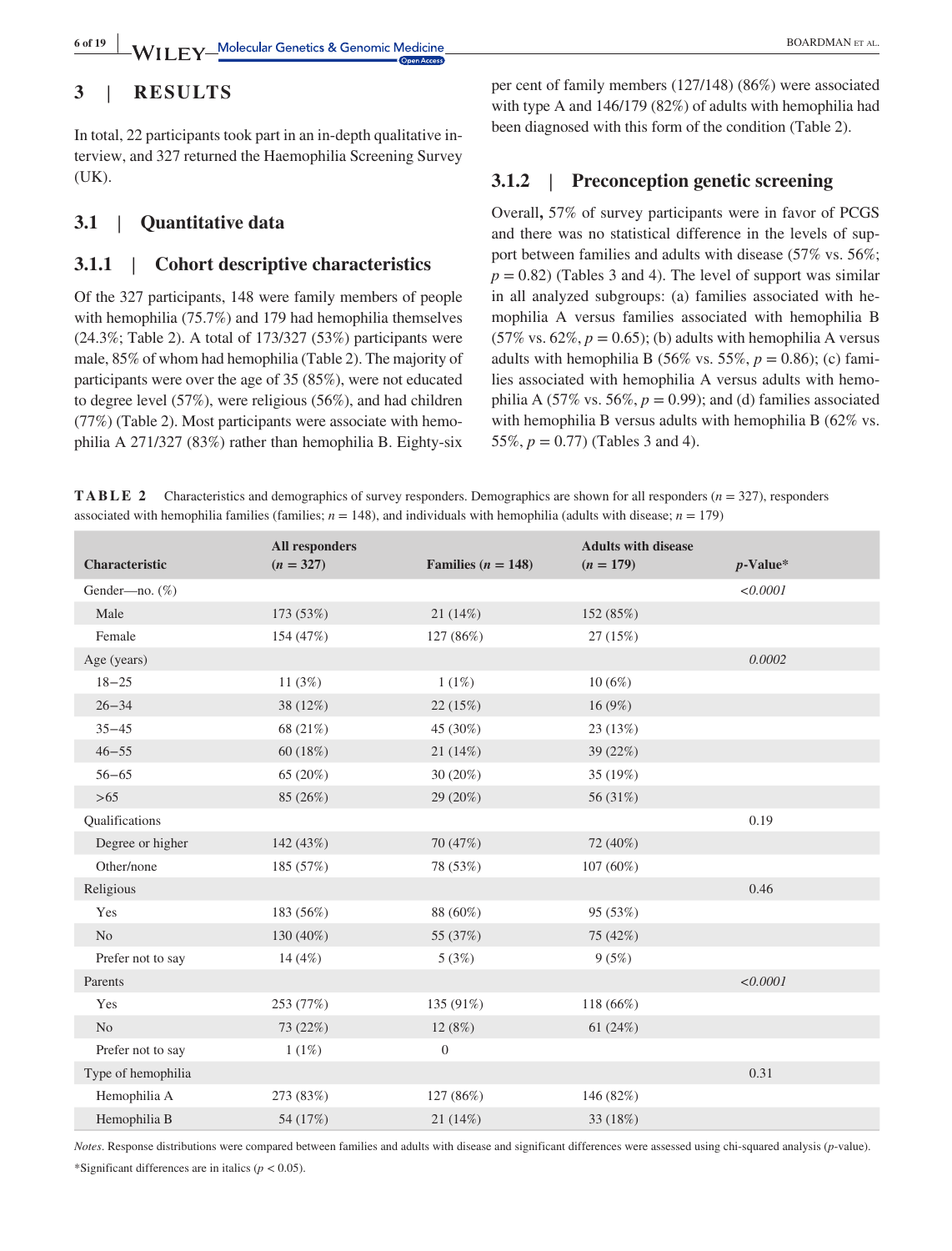## 3 | RESULTS

In total, 22 participants took part in an in-depth qualitative interview, and 327 returned the Haemophilia Screening Survey (UK).

### 3.1 | Quantitative data

#### 3.1.1 | Cohort descriptive characteristics

Of the 327 participants, 148 were family members of people with hemophilia (75.7%) and 179 had hemophilia themselves (24.3%; Table 2). A total of 173/327 (53%) participants were male, 85% of whom had hemophilia (Table 2). The majority of participants were over the age of 35 (85%), were not educated to degree level (57%), were religious (56%), and had children (77%) (Table 2). Most participants were associate with hemophilia A 271/327 (83%) rather than hemophilia B. Eighty-six per cent of family members (127/148) (86%) were associated with type A and 146/179 (82%) of adults with hemophilia had been diagnosed with this form of the condition (Table 2).

#### 3.1.2 | Preconception genetic screening

Overall, 57% of survey participants were in favor of PCGS and there was no statistical difference in the levels of support between families and adults with disease (57% vs. 56%; $p = 0.82$) (Tables 3 and 4). The level of support was similar in all analyzed subgroups: (a) families associated with hemophilia A versus families associated with hemophilia B (57% vs. 62%, $p = 0.65$); (b) adults with hemophilia A versus adults with hemophilia B (56% vs. 55%, $p = 0.86$); (c) families associated with hemophilia A versus adults with hemophilia A (57% vs. 56%, $p = 0.99$); and (d) families associated with hemophilia B versus adults with hemophilia B (62% vs. 55%, $p = 0.77$) (Tables 3 and 4).

**TABLE 2** Characteristics and demographics of survey responders. Demographics are shown for all responders ($n = 327$), responders associated with hemophilia families (families; $n = 148$), and individuals with hemophilia (adults with disease; $n = 179$)

| Characteristic | All responders ($n = 327$) | Families ($n = 148$) | Adults with disease ($n = 179$) | $p$-Value* |
|---|---|---|---|---|
| Gender—no. (%) | | | | *<0.0001* |
| Male | 173 (53%) | 21 (14%) | 152 (85%) | |
| Female | 154 (47%) | 127 (86%) | 27 (15%) | |
| Age (years) | | | | *0.0002* |
| 18–25 | 11 (3%) | 1 (1%) | 10 (6%) | |
| 26–34 | 38 (12%) | 22 (15%) | 16 (9%) | |
| 35–45 | 68 (21%) | 45 (30%) | 23 (13%) | |
| 46–55 | 60 (18%) | 21 (14%) | 39 (22%) | |
| 56–65 | 65 (20%) | 30 (20%) | 35 (19%) | |
| >65 | 85 (26%) | 29 (20%) | 56 (31%) | |
| Qualifications | | | | 0.19 |
| Degree or higher | 142 (43%) | 70 (47%) | 72 (40%) | |
| Other/none | 185 (57%) | 78 (53%) | 107 (60%) | |
| Religious | | | | 0.46 |
| Yes | 183 (56%) | 88 (60%) | 95 (53%) | |
| No | 130 (40%) | 55 (37%) | 75 (42%) | |
| Prefer not to say | 14 (4%) | 5 (3%) | 9 (5%) | |
| Parents | | | | *<0.0001* |
| Yes | 253 (77%) | 135 (91%) | 118 (66%) | |
| No | 73 (22%) | 12 (8%) | 61 (24%) | |
| Prefer not to say | 1 (1%) | 0 | | |
| Type of hemophilia | | | | 0.31 |
| Hemophilia A | 273 (83%) | 127 (86%) | 146 (82%) | |
| Hemophilia B | 54 (17%) | 21 (14%) | 33 (18%) | |

*Notes*. Response distributions were compared between families and adults with disease and significant differences were assessed using chi-squared analysis ($p$-value).

*Significant differences are in italics ($p < 0.05$).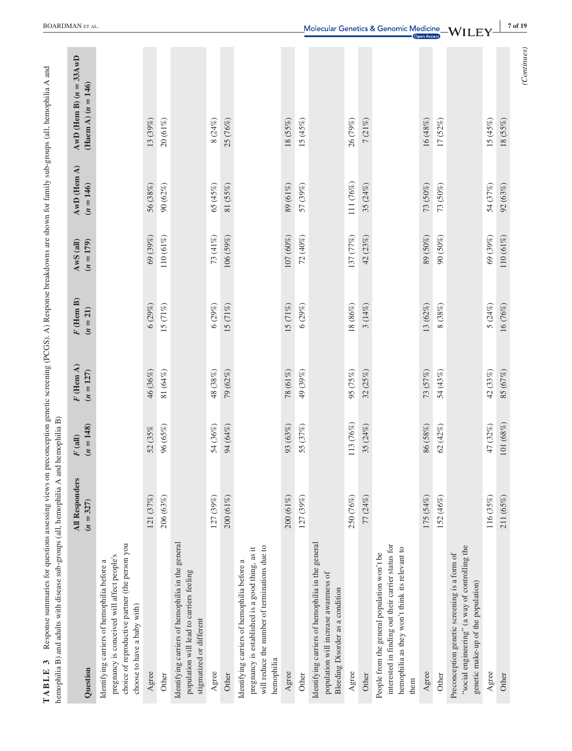**TABLE 3** Response summaries for questions assessing views on preconception genetic screening (PCGS). A) Response breakdowns are shown for family sub-groups (all, hemophilia A and hemophilia B) and adults with disease sub-groups (all, hemophilia A and hemophilia B)

| Question | All Responders ($n = 327$) | F (all) ($n = 148$) | F (Hem A) ($n = 127$) | F (Hem B) ($n = 21$) | AwS (all) ($n = 179$) | AwD (Hem A) ($n = 146$) | AwD (Hem B) ($n = 33$AwD (Haem A) ($n = 146$) |
|---|---|---|---|---|---|---|---|
| Identifying carriers of hemophilia before a pregnancy is conceived will affect people's choice of reproductive partner (the person you choose to have a baby with) | | | | | | | |
| Agree | 121 (37%) | 52 (35% | 46 (36%) | 6 (29%) | 69 (39%) | 56 (38%) | 13 (39%) |
| Other | 206 (63%) | 96 (65%) | 81 (64%) | 15 (71%) | 110 (61%) | 90 (62%) | 20 (61%) |
| Identifying carriers of hemophilia in the general population will lead to carriers feeling stigmatized or different | | | | | | | |
| Agree | 127 (39%) | 54 (36%) | 48 (38%) | 6 (29%) | 73 (41%) | 65 (45%) | 8 (24%) |
| Other | 200 (61%) | 94 (64%) | 79 (62%) | 15 (71%) | 106 (59%) | 81 (55%) | 25 (76%) |
| Identifying carriers of hemophilia before a pregnancy is established is a good thing, as it will reduce the number of terminations due to hemophilia | | | | | | | |
| Agree | 200 (61%) | 93 (63%) | 78 (61%) | 15 (71%) | 107 (60%) | 89 (61%) | 18 (55%) |
| Other | 127 (39%) | 55 (37%) | 49 (39%) | 6 (29%) | 72 (40%) | 57 (39%) | 15 (45%) |
| Identifying carriers of hemophilia in the general population will increase awareness of Bleeding Disorder as a condition | | | | | | | |
| Agree | 250 (76%) | 113 (76%) | 95 (75%) | 18 (86%) | 137 (77%) | 111 (76%) | 26 (79%) |
| Other | 77 (24%) | 35 (24%) | 32 (25%) | 3 (14%) | 42 (23%) | 35 (24%) | 7 (21%) |
| People from the general population won't be interested in finding out their carrier status for hemophilia as they won't think its relevant to them | | | | | | | |
| Agree | 175 (54%) | 86 (58%) | 73 (57%) | 13 (62%) | 89 (50%) | 73 (50%) | 16 (48%) |
| Other | 152 (46%) | 62 (42%) | 54 (43%) | 8 (38%) | 90 (50%) | 73 (50%) | 17 (52%) |
| Preconception genetic screening is a form of "social engineering" (a way of controlling the genetic make-up of the population) | | | | | | | |
| Agree | 116 (35%) | 47 (32%) | 42 (33%) | 5 (24%) | 69 (39%) | 54 (37%) | 15 (45%) |
| Other | 211 (65%) | 101 (68%) | 85 (67%) | 16 (76%) | 110 (61%) | 92 (63%) | 18 (55%) |

(Continues)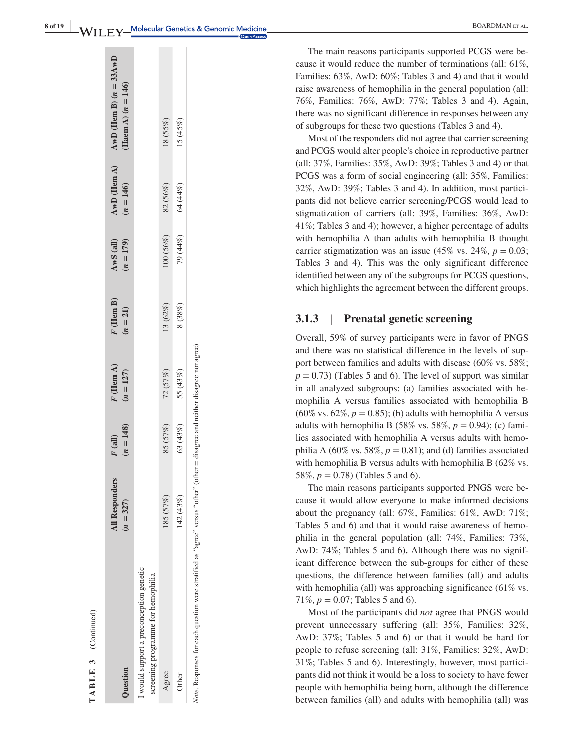**TABLE 3** (Continued)

| Question | All Responders ($n = 327$) | *F* (all) ($n = 148$) | *F* (Hem A) ($n = 127$) | *F* (Hem B) ($n = 21$) | AwS (all) ($n = 179$) | AwD (Hem A) ($n = 146$) | AwD (Hem B) ($n = 33$AwD (Haem A) ($n = 146$) |
|---|---|---|---|---|---|---|---|
| I would support a preconception genetic screening programme for hemophilia | | | | | | | |
| Agree | 185 (57%) | 85 (57%) | 72 (57%) | 13 (62%) | 100 (56%) | 82 (56%) | 18 (55%) |
| Other | 142 (43%) | 63 (43%) | 55 (43%) | 8 (38%) | 79 (44%) | 64 (44%) | 15 (45%) |

*Note*. Responses for each question were stratified as "agree" versus "other" (other = disagree and neither disagree nor agree)

The main reasons participants supported PCGS were because it would reduce the number of terminations (all: 61%, Families: 63%, AwD: 60%; Tables 3 and 4) and that it would raise awareness of hemophilia in the general population (all: 76%, Families: 76%, AwD: 77%; Tables 3 and 4). Again, there was no significant difference in responses between any of subgroups for these two questions (Tables 3 and 4).

Most of the responders did not agree that carrier screening and PCGS would alter people's choice in reproductive partner (all: 37%, Families: 35%, AwD: 39%; Tables 3 and 4) or that PCGS was a form of social engineering (all: 35%, Families: 32%, AwD: 39%; Tables 3 and 4). In addition, most participants did not believe carrier screening/PCGS would lead to stigmatization of carriers (all: 39%, Families: 36%, AwD: 41%; Tables 3 and 4); however, a higher percentage of adults with hemophilia A than adults with hemophilia B thought carrier stigmatization was an issue (45% vs. 24%, $p = 0.03$; Tables 3 and 4). This was the only significant difference identified between any of the subgroups for PCGS questions, which highlights the agreement between the different groups.

### 3.1.3 | Prenatal genetic screening

Overall, 59% of survey participants were in favor of PNGS and there was no statistical difference in the levels of support between families and adults with disease (60% vs. 58%; $p = 0.73$) (Tables 5 and 6). The level of support was similar in all analyzed subgroups: (a) families associated with hemophilia A versus families associated with hemophilia B (60% vs. 62%, $p = 0.85$); (b) adults with hemophilia A versus adults with hemophilia B (58% vs. 58%, $p = 0.94$); (c) families associated with hemophilia A versus adults with hemophilia A (60% vs. 58%, $p = 0.81$); and (d) families associated with hemophilia B versus adults with hemophilia B (62% vs. 58%, $p = 0.78$) (Tables 5 and 6).

The main reasons participants supported PNGS were because it would allow everyone to make informed decisions about the pregnancy (all: 67%, Families: 61%, AwD: 71%; Tables 5 and 6) and that it would raise awareness of hemophilia in the general population (all: 74%, Families: 73%, AwD: 74%; Tables 5 and 6). Although there was no significant difference between the sub-groups for either of these questions, the difference between families (all) and adults with hemophilia (all) was approaching significance (61% vs. 71%, $p = 0.07$; Tables 5 and 6).

Most of the participants did *not* agree that PNGS would prevent unnecessary suffering (all: 35%, Families: 32%, AwD: 37%; Tables 5 and 6) or that it would be hard for people to refuse screening (all: 31%, Families: 32%, AwD: 31%; Tables 5 and 6). Interestingly, however, most participants did not think it would be a loss to society to have fewer people with hemophilia being born, although the difference between families (all) and adults with hemophilia (all) was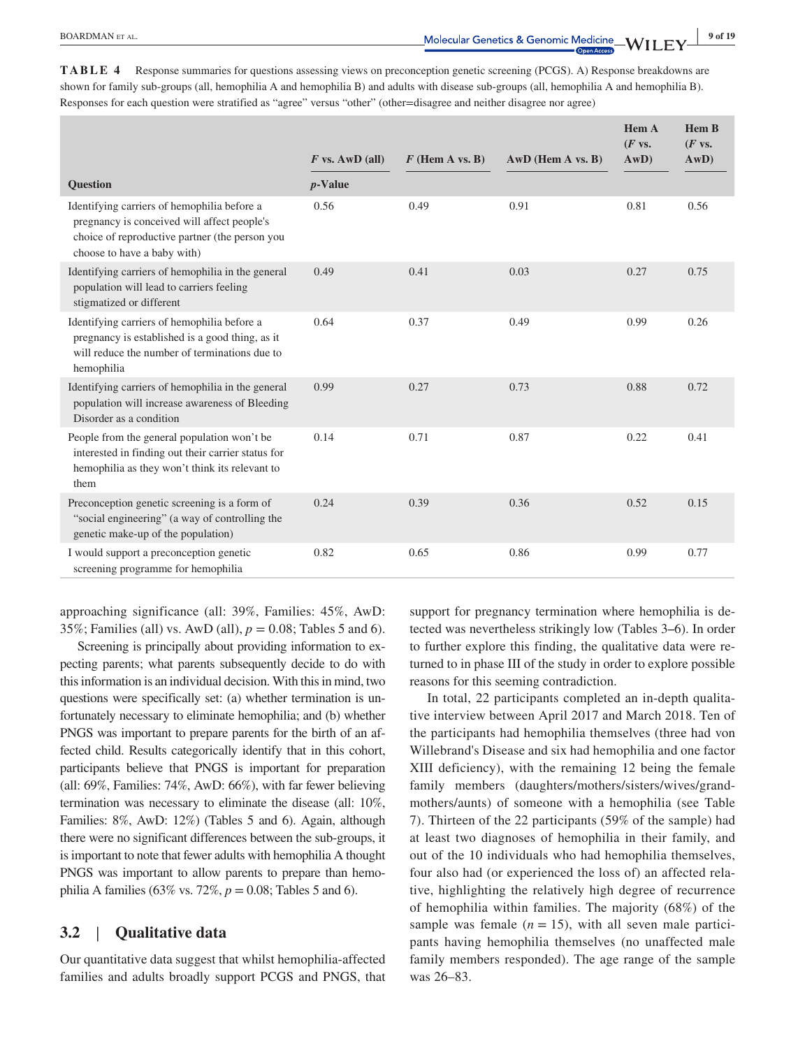**TABLE 4** Response summaries for questions assessing views on preconception genetic screening (PCGS). A) Response breakdowns are shown for family sub-groups (all, hemophilia A and hemophilia B) and adults with disease sub-groups (all, hemophilia A and hemophilia B). Responses for each question were stratified as "agree" versus "other" (other=disagree and neither disagree nor agree)

| Question | *F* vs. AwD (all) | *F* (Hem A vs. B) | AwD (Hem A vs. B) | Hem A (*F* vs. AwD) | Hem B (*F* vs. AwD) |
|---|---|---|---|---|---|
| | *p*-Value | | | | |
| Identifying carriers of hemophilia before a pregnancy is conceived will affect people's choice of reproductive partner (the person you choose to have a baby with) | 0.56 | 0.49 | 0.91 | 0.81 | 0.56 |
| Identifying carriers of hemophilia in the general population will lead to carriers feeling stigmatized or different | 0.49 | 0.41 | 0.03 | 0.27 | 0.75 |
| Identifying carriers of hemophilia before a pregnancy is established is a good thing, as it will reduce the number of terminations due to hemophilia | 0.64 | 0.37 | 0.49 | 0.99 | 0.26 |
| Identifying carriers of hemophilia in the general population will increase awareness of Bleeding Disorder as a condition | 0.99 | 0.27 | 0.73 | 0.88 | 0.72 |
| People from the general population won't be interested in finding out their carrier status for hemophilia as they won't think its relevant to them | 0.14 | 0.71 | 0.87 | 0.22 | 0.41 |
| Preconception genetic screening is a form of "social engineering" (a way of controlling the genetic make-up of the population) | 0.24 | 0.39 | 0.36 | 0.52 | 0.15 |
| I would support a preconception genetic screening programme for hemophilia | 0.82 | 0.65 | 0.86 | 0.99 | 0.77 |

approaching significance (all: 39%, Families: 45%, AwD: 35%; Families (all) vs. AwD (all), $p = 0.08$; Tables 5 and 6).

Screening is principally about providing information to expecting parents; what parents subsequently decide to do with this information is an individual decision. With this in mind, two questions were specifically set: (a) whether termination is unfortunately necessary to eliminate hemophilia; and (b) whether PNGS was important to prepare parents for the birth of an affected child. Results categorically identify that in this cohort, participants believe that PNGS is important for preparation (all: 69%, Families: 74%, AwD: 66%), with far fewer believing termination was necessary to eliminate the disease (all: 10%, Families: 8%, AwD: 12%) (Tables 5 and 6). Again, although there were no significant differences between the sub-groups, it is important to note that fewer adults with hemophilia A thought PNGS was important to allow parents to prepare than hemophilia A families (63% vs. 72%, $p = 0.08$; Tables 5 and 6).

## 3.2 | Qualitative data

Our quantitative data suggest that whilst hemophilia-affected families and adults broadly support PCGS and PNGS, that support for pregnancy termination where hemophilia is detected was nevertheless strikingly low (Tables 3–6). In order to further explore this finding, the qualitative data were returned to in phase III of the study in order to explore possible reasons for this seeming contradiction.

In total, 22 participants completed an in-depth qualitative interview between April 2017 and March 2018. Ten of the participants had hemophilia themselves (three had von Willebrand's Disease and six had hemophilia and one factor XIII deficiency), with the remaining 12 being the female family members (daughters/mothers/sisters/wives/grandmothers/aunts) of someone with a hemophilia (see Table 7). Thirteen of the 22 participants (59% of the sample) had at least two diagnoses of hemophilia in their family, and out of the 10 individuals who had hemophilia themselves, four also had (or experienced the loss of) an affected relative, highlighting the relatively high degree of recurrence of hemophilia within families. The majority (68%) of the sample was female ($n = 15$), with all seven male participants having hemophilia themselves (no unaffected male family members responded). The age range of the sample was 26–83.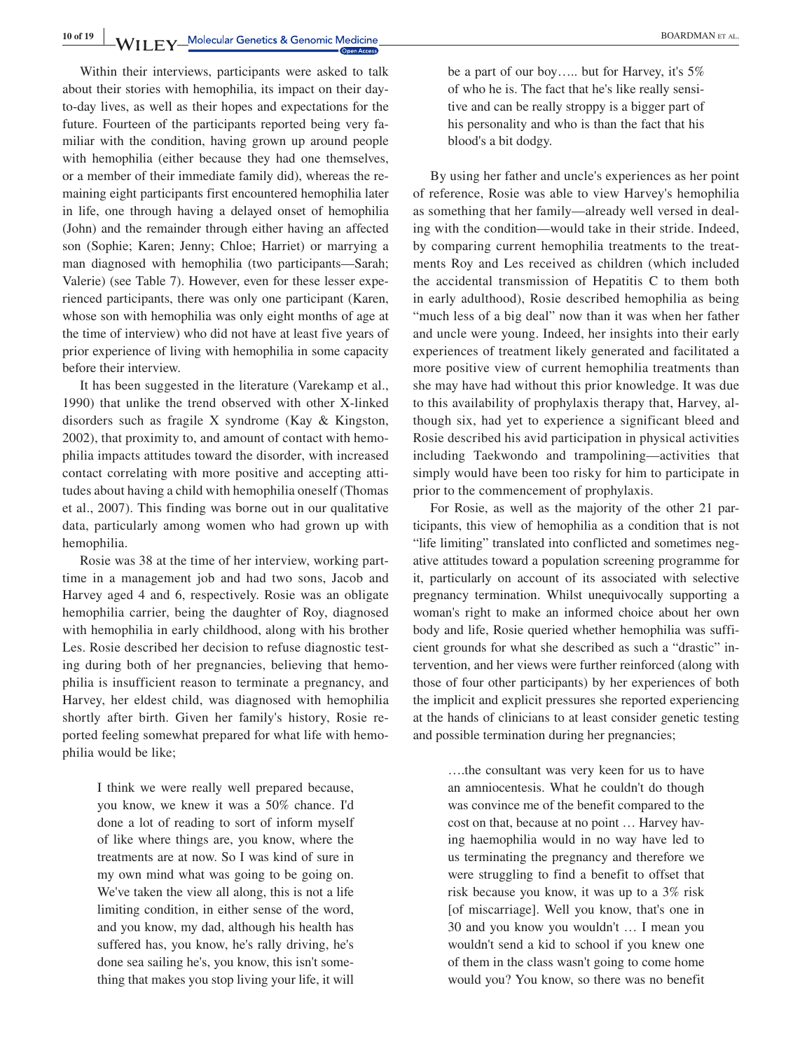Within their interviews, participants were asked to talk about their stories with hemophilia, its impact on their day-to-day lives, as well as their hopes and expectations for the future. Fourteen of the participants reported being very familiar with the condition, having grown up around people with hemophilia (either because they had one themselves, or a member of their immediate family did), whereas the remaining eight participants first encountered hemophilia later in life, one through having a delayed onset of hemophilia (John) and the remainder through either having an affected son (Sophie; Karen; Jenny; Chloe; Harriet) or marrying a man diagnosed with hemophilia (two participants—Sarah; Valerie) (see Table 7). However, even for these lesser experienced participants, there was only one participant (Karen, whose son with hemophilia was only eight months of age at the time of interview) who did not have at least five years of prior experience of living with hemophilia in some capacity before their interview.

It has been suggested in the literature (Varekamp et al., 1990) that unlike the trend observed with other X-linked disorders such as fragile X syndrome (Kay & Kingston, 2002), that proximity to, and amount of contact with hemophilia impacts attitudes toward the disorder, with increased contact correlating with more positive and accepting attitudes about having a child with hemophilia oneself (Thomas et al., 2007). This finding was borne out in our qualitative data, particularly among women who had grown up with hemophilia.

Rosie was 38 at the time of her interview, working part-time in a management job and had two sons, Jacob and Harvey aged 4 and 6, respectively. Rosie was an obligate hemophilia carrier, being the daughter of Roy, diagnosed with hemophilia in early childhood, along with his brother Les. Rosie described her decision to refuse diagnostic testing during both of her pregnancies, believing that hemophilia is insufficient reason to terminate a pregnancy, and Harvey, her eldest child, was diagnosed with hemophilia shortly after birth. Given her family's history, Rosie reported feeling somewhat prepared for what life with hemophilia would be like;

> I think we were really well prepared because, you know, we knew it was a 50% chance. I'd done a lot of reading to sort of inform myself of like where things are, you know, where the treatments are at now. So I was kind of sure in my own mind what was going to be going on. We've taken the view all along, this is not a life limiting condition, in either sense of the word, and you know, my dad, although his health has suffered has, you know, he's rally driving, he's done sea sailing he's, you know, this isn't something that makes you stop living your life, it will be a part of our boy….. but for Harvey, it's 5% of who he is. The fact that he's like really sensitive and can be really stroppy is a bigger part of his personality and who is than the fact that his blood's a bit dodgy.

By using her father and uncle's experiences as her point of reference, Rosie was able to view Harvey's hemophilia as something that her family—already well versed in dealing with the condition—would take in their stride. Indeed, by comparing current hemophilia treatments to the treatments Roy and Les received as children (which included the accidental transmission of Hepatitis C to them both in early adulthood), Rosie described hemophilia as being "much less of a big deal" now than it was when her father and uncle were young. Indeed, her insights into their early experiences of treatment likely generated and facilitated a more positive view of current hemophilia treatments than she may have had without this prior knowledge. It was due to this availability of prophylaxis therapy that, Harvey, although six, had yet to experience a significant bleed and Rosie described his avid participation in physical activities including Taekwondo and trampolining—activities that simply would have been too risky for him to participate in prior to the commencement of prophylaxis.

For Rosie, as well as the majority of the other 21 participants, this view of hemophilia as a condition that is not "life limiting" translated into conflicted and sometimes negative attitudes toward a population screening programme for it, particularly on account of its associated with selective pregnancy termination. Whilst unequivocally supporting a woman's right to make an informed choice about her own body and life, Rosie queried whether hemophilia was sufficient grounds for what she described as such a "drastic" intervention, and her views were further reinforced (along with those of four other participants) by her experiences of both the implicit and explicit pressures she reported experiencing at the hands of clinicians to at least consider genetic testing and possible termination during her pregnancies;

> ….the consultant was very keen for us to have an amniocentesis. What he couldn't do though was convince me of the benefit compared to the cost on that, because at no point … Harvey having haemophilia would in no way have led to us terminating the pregnancy and therefore we were struggling to find a benefit to offset that risk because you know, it was up to a 3% risk [of miscarriage]. Well you know, that's one in 30 and you know you wouldn't … I mean you wouldn't send a kid to school if you knew one of them in the class wasn't going to come home would you? You know, so there was no benefit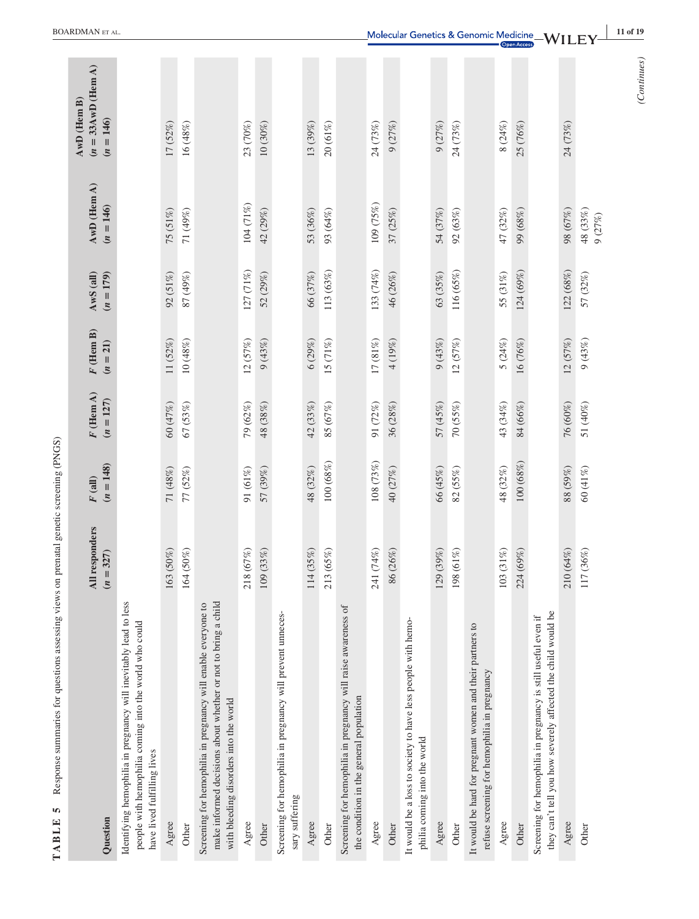**TABLE 5** Response summaries for questions assessing views on prenatal genetic screening (PNGS)

| Question | All responders ($n = 327$) | F (all) ($n = 148$) | F (Hem A) ($n = 127$) | F (Hem B) ($n = 21$) | AwS (all) ($n = 179$) | AwD (Hem A) ($n = 146$) | AwD (Hem B) ($n = 33$AwD (Hem A) ($n = 146$) |
|---|---|---|---|---|---|---|---|
| Identifying hemophilia in pregnancy will inevitably lead to less people with hemophilia coming into the world who could have lived fulfilling lives | | | | | | | |
| Agree | 163 (50%) | 71 (48%) | 60 (47%) | 11 (52%) | 92 (51%) | 75 (51%) | 17 (52%) |
| Other | 164 (50%) | 77 (52%) | 67 (53%) | 10 (48%) | 87 (49%) | 71 (49%) | 16 (48%) |
| Screening for hemophilia in pregnancy will enable everyone to make informed decisions about whether or not to bring a child with bleeding disorders into the world | | | | | | | |
| Agree | 218 (67%) | 91 (61%) | 79 (62%) | 12 (57%) | 127 (71%) | 104 (71%) | 23 (70%) |
| Other | 109 (33%) | 57 (39%) | 48 (38%) | 9 (43%) | 52 (29%) | 42 (29%) | 10 (30%) |
| Screening for hemophilia in pregnancy will prevent unnecessary suffering | | | | | | | |
| Agree | 114 (35%) | 48 (32%) | 42 (33%) | 6 (29%) | 66 (37%) | 53 (36%) | 13 (39%) |
| Other | 213 (65%) | 100 (68%) | 85 (67%) | 15 (71%) | 113 (63%) | 93 (64%) | 20 (61%) |
| Screening for hemophilia in pregnancy will raise awareness of the condition in the general population | | | | | | | |
| Agree | 241 (74%) | 108 (73%) | 91 (72%) | 17 (81%) | 133 (74%) | 109 (75%) | 24 (73%) |
| Other | 86 (26%) | 40 (27%) | 36 (28%) | 4 (19%) | 46 (26%) | 37 (25%) | 9 (27%) |
| It would be a loss to society to have less people with hemophilia coming into the world | | | | | | | |
| Agree | 129 (39%) | 66 (45%) | 57 (45%) | 9 (43%) | 63 (35%) | 54 (37%) | 9 (27%) |
| Other | 198 (61%) | 82 (55%) | 70 (55%) | 12 (57%) | 116 (65%) | 92 (63%) | 24 (73%) |
| It would be hard for pregnant women and their partners to refuse screening for hemophilia in pregnancy | | | | | | | |
| Agree | 103 (31%) | 48 (32%) | 43 (34%) | 5 (24%) | 55 (31%) | 47 (32%) | 8 (24%) |
| Other | 224 (69%) | 100 (68%) | 84 (66%) | 16 (76%) | 124 (69%) | 99 (68%) | 25 (76%) |
| Screening for hemophilia in pregnancy is still useful even if they can't tell you how severely affected the child would be | | | | | | | |
| Agree | 210 (64%) | 88 (59%) | 76 (60%) | 12 (57%) | 122 (68%) | 98 (67%) | 24 (73%) |
| Other | 117 (36%) | 60 (41%) | 51 (40%) | 9 (43%) | 57 (32%) | 48 (33%) 9 (27%) | |

(Continues)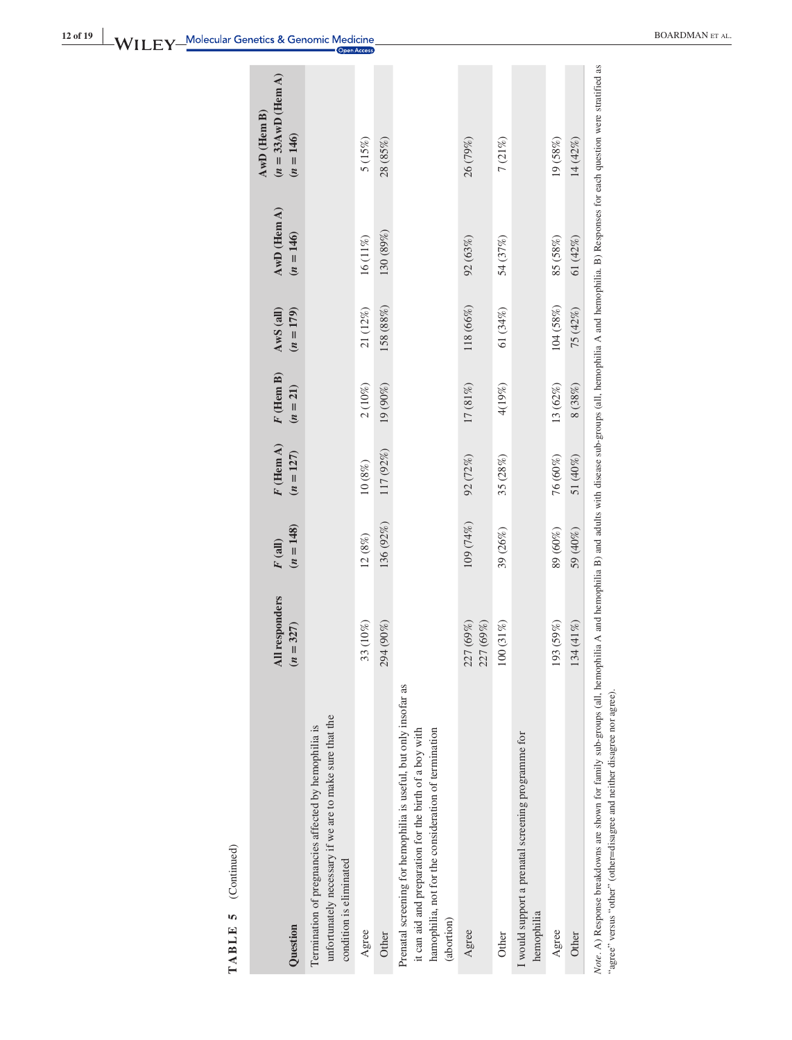**TABLE 5** (Continued)

| Question | All responders ($n = 327$) | F (all) ($n = 148$) | F (Hem A) ($n = 127$) | F (Hem B) ($n = 21$) | AwS (all) ($n = 179$) | AwD (Hem A) ($n = 146$) | AwD (Hem B) ($n = 33$AwD (Hem A) ($n = 146$) |
|---|---|---|---|---|---|---|---|
| Termination of pregnancies affected by hemophilia is unfortunately necessary if we are to make sure that the condition is eliminated | | | | | | | |
| Agree | 33 (10%) | 12 (8%) | 10 (8%) | 2 (10%) | 21 (12%) | 16 (11%) | 5 (15%) |
| Other | 294 (90%) | 136 (92%) | 117 (92%) | 19 (90%) | 158 (88%) | 130 (89%) | 28 (85%) |
| Prenatal screening for hemophilia is useful, but only insofar as it can aid and preparation for the birth of a boy with hamophilia, not for the consideration of termination (abortion) | | | | | | | |
| Agree | 227 (69%) 227 (69%) | 109 (74%) | 92 (72%) | 17 (81%) | 118 (66%) | 92 (63%) | 26 (79%) |
| Other | 100 (31%) | 39 (26%) | 35 (28%) | 4(19%) | 61 (34%) | 54 (37%) | 7 (21%) |
| I would support a prenatal screening programme for hemophilia | | | | | | | |
| Agree | 193 (59%) | 89 (60%) | 76 (60%) | 13 (62%) | 104 (58%) | 85 (58%) | 19 (58%) |
| Other | 134 (41%) | 59 (40%) | 51 (40%) | 8 (38%) | 75 (42%) | 61 (42%) | 14 (42%) |

*Note.* A) Response breakdowns are shown for family sub-groups (all, hemophilia A and hemophilia B) and adults with disease sub-groups (all, hemophilia A and hemophilia. B) Responses for each question were stratified as "agree" versus "other" (other=disagree and neither disagree nor agree).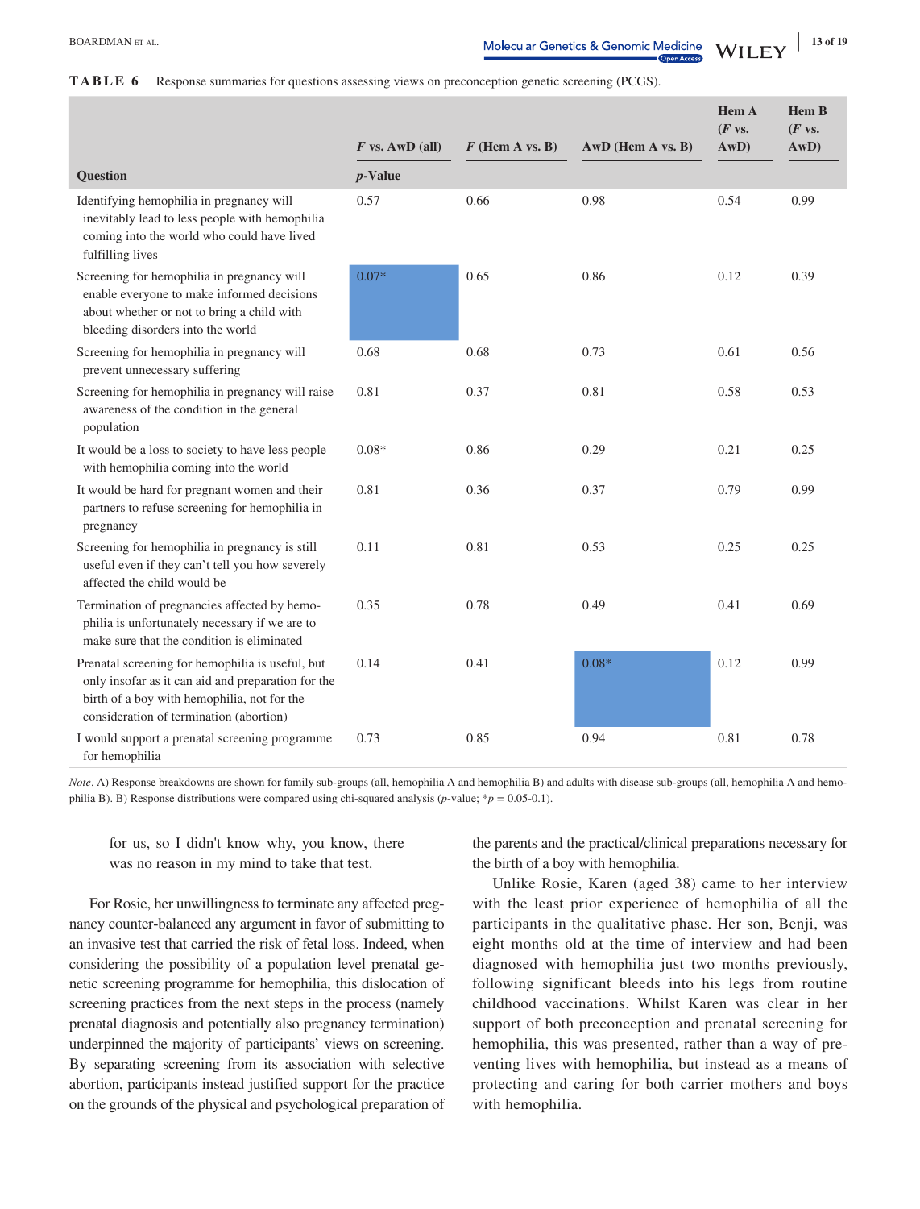**TABLE 6** Response summaries for questions assessing views on preconception genetic screening (PCGS).

| Question | *F* vs. AwD (all) | *F* (Hem A vs. B) | AwD (Hem A vs. B) | Hem A (*F* vs. AwD) | Hem B (*F* vs. AwD) |
|---|---|---|---|---|---|
| | *p*-Value | | | | |
| Identifying hemophilia in pregnancy will inevitably lead to less people with hemophilia coming into the world who could have lived fulfilling lives | 0.57 | 0.66 | 0.98 | 0.54 | 0.99 |
| Screening for hemophilia in pregnancy will enable everyone to make informed decisions about whether or not to bring a child with bleeding disorders into the world | 0.07* | 0.65 | 0.86 | 0.12 | 0.39 |
| Screening for hemophilia in pregnancy will prevent unnecessary suffering | 0.68 | 0.68 | 0.73 | 0.61 | 0.56 |
| Screening for hemophilia in pregnancy will raise awareness of the condition in the general population | 0.81 | 0.37 | 0.81 | 0.58 | 0.53 |
| It would be a loss to society to have less people with hemophilia coming into the world | 0.08* | 0.86 | 0.29 | 0.21 | 0.25 |
| It would be hard for pregnant women and their partners to refuse screening for hemophilia in pregnancy | 0.81 | 0.36 | 0.37 | 0.79 | 0.99 |
| Screening for hemophilia in pregnancy is still useful even if they can't tell you how severely affected the child would be | 0.11 | 0.81 | 0.53 | 0.25 | 0.25 |
| Termination of pregnancies affected by hemophilia is unfortunately necessary if we are to make sure that the condition is eliminated | 0.35 | 0.78 | 0.49 | 0.41 | 0.69 |
| Prenatal screening for hemophilia is useful, but only insofar as it can aid and preparation for the birth of a boy with hemophilia, not for the consideration of termination (abortion) | 0.14 | 0.41 | 0.08* | 0.12 | 0.99 |
| I would support a prenatal screening programme for hemophilia | 0.73 | 0.85 | 0.94 | 0.81 | 0.78 |

*Note*. A) Response breakdowns are shown for family sub-groups (all, hemophilia A and hemophilia B) and adults with disease sub-groups (all, hemophilia A and hemophilia B). B) Response distributions were compared using chi-squared analysis (*p*-value; \**p* = 0.05-0.1).

> for us, so I didn't know why, you know, there was no reason in my mind to take that test.

For Rosie, her unwillingness to terminate any affected pregnancy counter-balanced any argument in favor of submitting to an invasive test that carried the risk of fetal loss. Indeed, when considering the possibility of a population level prenatal genetic screening programme for hemophilia, this dislocation of screening practices from the next steps in the process (namely prenatal diagnosis and potentially also pregnancy termination) underpinned the majority of participants' views on screening. By separating screening from its association with selective abortion, participants instead justified support for the practice on the grounds of the physical and psychological preparation of the parents and the practical/clinical preparations necessary for the birth of a boy with hemophilia.

Unlike Rosie, Karen (aged 38) came to her interview with the least prior experience of hemophilia of all the participants in the qualitative phase. Her son, Benji, was eight months old at the time of interview and had been diagnosed with hemophilia just two months previously, following significant bleeds into his legs from routine childhood vaccinations. Whilst Karen was clear in her support of both preconception and prenatal screening for hemophilia, this was presented, rather than a way of preventing lives with hemophilia, but instead as a means of protecting and caring for both carrier mothers and boys with hemophilia.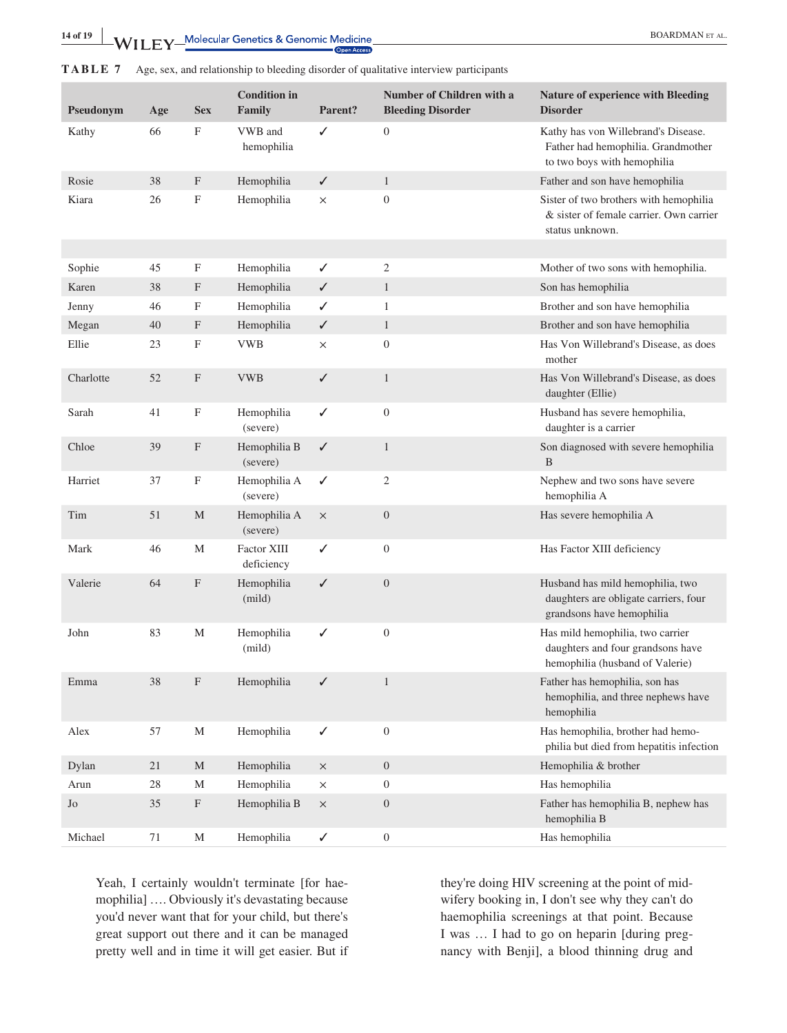**TABLE 7** Age, sex, and relationship to bleeding disorder of qualitative interview participants

| Pseudonym | Age | Sex | Condition in Family | Parent? | Number of Children with a Bleeding Disorder | Nature of experience with Bleeding Disorder |
|---|---|---|---|---|---|---|
| Kathy | 66 | F | VWB and hemophilia | ✓ | 0 | Kathy has von Willebrand's Disease. Father had hemophilia. Grandmother to two boys with hemophilia |
| Rosie | 38 | F | Hemophilia | ✓ | 1 | Father and son have hemophilia |
| Kiara | 26 | F | Hemophilia | × | 0 | Sister of two brothers with hemophilia & sister of female carrier. Own carrier status unknown. |
| | | | | | | |
| Sophie | 45 | F | Hemophilia | ✓ | 2 | Mother of two sons with hemophilia. |
| Karen | 38 | F | Hemophilia | ✓ | 1 | Son has hemophilia |
| Jenny | 46 | F | Hemophilia | ✓ | 1 | Brother and son have hemophilia |
| Megan | 40 | F | Hemophilia | ✓ | 1 | Brother and son have hemophilia |
| Ellie | 23 | F | VWB | × | 0 | Has Von Willebrand's Disease, as does mother |
| Charlotte | 52 | F | VWB | ✓ | 1 | Has Von Willebrand's Disease, as does daughter (Ellie) |
| Sarah | 41 | F | Hemophilia (severe) | ✓ | 0 | Husband has severe hemophilia, daughter is a carrier |
| Chloe | 39 | F | Hemophilia B (severe) | ✓ | 1 | Son diagnosed with severe hemophilia B |
| Harriet | 37 | F | Hemophilia A (severe) | ✓ | 2 | Nephew and two sons have severe hemophilia A |
| Tim | 51 | M | Hemophilia A (severe) | × | 0 | Has severe hemophilia A |
| Mark | 46 | M | Factor XIII deficiency | ✓ | 0 | Has Factor XIII deficiency |
| Valerie | 64 | F | Hemophilia (mild) | ✓ | 0 | Husband has mild hemophilia, two daughters are obligate carriers, four grandsons have hemophilia |
| John | 83 | M | Hemophilia (mild) | ✓ | 0 | Has mild hemophilia, two carrier daughters and four grandsons have hemophilia (husband of Valerie) |
| Emma | 38 | F | Hemophilia | ✓ | 1 | Father has hemophilia, son has hemophilia, and three nephews have hemophilia |
| Alex | 57 | M | Hemophilia | ✓ | 0 | Has hemophilia, brother had hemophilia but died from hepatitis infection |
| Dylan | 21 | M | Hemophilia | × | 0 | Hemophilia & brother |
| Arun | 28 | M | Hemophilia | × | 0 | Has hemophilia |
| Jo | 35 | F | Hemophilia B | × | 0 | Father has hemophilia B, nephew has hemophilia B |
| Michael | 71 | M | Hemophilia | ✓ | 0 | Has hemophilia |

> Yeah, I certainly wouldn't terminate [for haemophilia] …. Obviously it's devastating because you'd never want that for your child, but there's great support out there and it can be managed pretty well and in time it will get easier. But if they're doing HIV screening at the point of midwifery booking in, I don't see why they can't do haemophilia screenings at that point. Because I was … I had to go on heparin [during pregnancy with Benji], a blood thinning drug and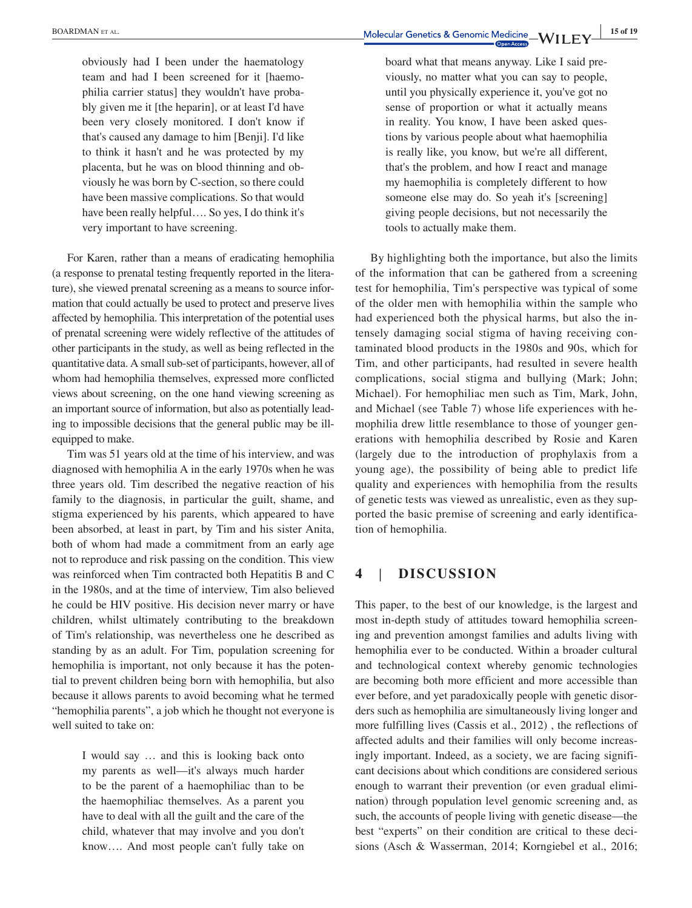> obviously had I been under the haematology team and had I been screened for it [haemophilia carrier status] they wouldn't have probably given me it [the heparin], or at least I'd have been very closely monitored. I don't know if that's caused any damage to him [Benji]. I'd like to think it hasn't and he was protected by my placenta, but he was on blood thinning and obviously he was born by C-section, so there could have been massive complications. So that would have been really helpful…. So yes, I do think it's very important to have screening.

For Karen, rather than a means of eradicating hemophilia (a response to prenatal testing frequently reported in the literature), she viewed prenatal screening as a means to source information that could actually be used to protect and preserve lives affected by hemophilia. This interpretation of the potential uses of prenatal screening were widely reflective of the attitudes of other participants in the study, as well as being reflected in the quantitative data. A small sub-set of participants, however, all of whom had hemophilia themselves, expressed more conflicted views about screening, on the one hand viewing screening as an important source of information, but also as potentially leading to impossible decisions that the general public may be ill-equipped to make.

Tim was 51 years old at the time of his interview, and was diagnosed with hemophilia A in the early 1970s when he was three years old. Tim described the negative reaction of his family to the diagnosis, in particular the guilt, shame, and stigma experienced by his parents, which appeared to have been absorbed, at least in part, by Tim and his sister Anita, both of whom had made a commitment from an early age not to reproduce and risk passing on the condition. This view was reinforced when Tim contracted both Hepatitis B and C in the 1980s, and at the time of interview, Tim also believed he could be HIV positive. His decision never marry or have children, whilst ultimately contributing to the breakdown of Tim's relationship, was nevertheless one he described as standing by as an adult. For Tim, population screening for hemophilia is important, not only because it has the potential to prevent children being born with hemophilia, but also because it allows parents to avoid becoming what he termed "hemophilia parents", a job which he thought not everyone is well suited to take on:

> I would say … and this is looking back onto my parents as well—it's always much harder to be the parent of a haemophiliac than to be the haemophiliac themselves. As a parent you have to deal with all the guilt and the care of the child, whatever that may involve and you don't know…. And most people can't fully take on board what that means anyway. Like I said previously, no matter what you can say to people, until you physically experience it, you've got no sense of proportion or what it actually means in reality. You know, I have been asked questions by various people about what haemophilia is really like, you know, but we're all different, that's the problem, and how I react and manage my haemophilia is completely different to how someone else may do. So yeah it's [screening] giving people decisions, but not necessarily the tools to actually make them.

By highlighting both the importance, but also the limits of the information that can be gathered from a screening test for hemophilia, Tim's perspective was typical of some of the older men with hemophilia within the sample who had experienced both the physical harms, but also the intensely damaging social stigma of having receiving contaminated blood products in the 1980s and 90s, which for Tim, and other participants, had resulted in severe health complications, social stigma and bullying (Mark; John; Michael). For hemophiliac men such as Tim, Mark, John, and Michael (see Table 7) whose life experiences with hemophilia drew little resemblance to those of younger generations with hemophilia described by Rosie and Karen (largely due to the introduction of prophylaxis from a young age), the possibility of being able to predict life quality and experiences with hemophilia from the results of genetic tests was viewed as unrealistic, even as they supported the basic premise of screening and early identification of hemophilia.

## 4 | DISCUSSION

This paper, to the best of our knowledge, is the largest and most in-depth study of attitudes toward hemophilia screening and prevention amongst families and adults living with hemophilia ever to be conducted. Within a broader cultural and technological context whereby genomic technologies are becoming both more efficient and more accessible than ever before, and yet paradoxically people with genetic disorders such as hemophilia are simultaneously living longer and more fulfilling lives (Cassis et al., 2012) , the reflections of affected adults and their families will only become increasingly important. Indeed, as a society, we are facing significant decisions about which conditions are considered serious enough to warrant their prevention (or even gradual elimination) through population level genomic screening and, as such, the accounts of people living with genetic disease—the best "experts" on their condition are critical to these decisions (Asch & Wasserman, 2014; Korngiebel et al., 2016;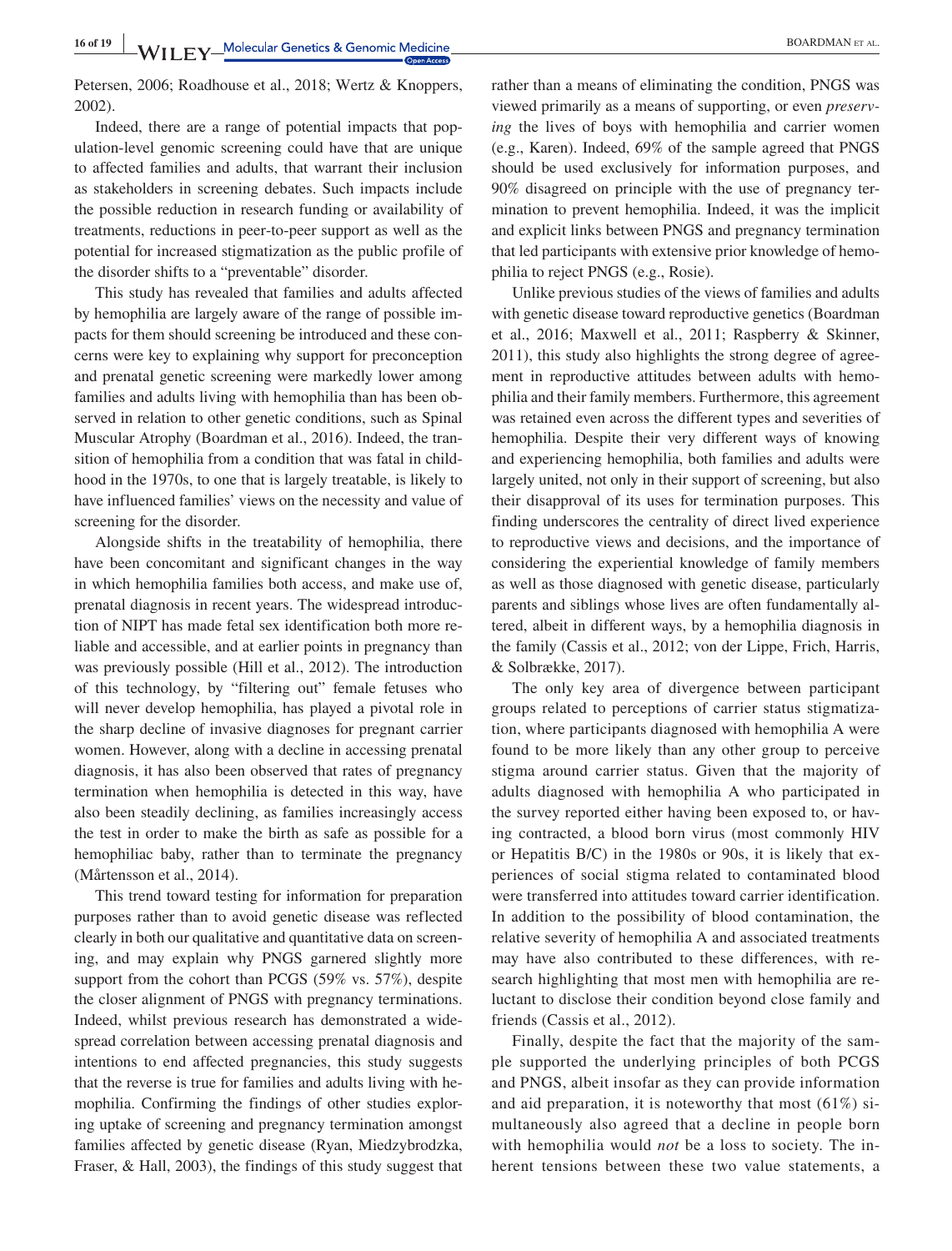Petersen, 2006; Roadhouse et al., 2018; Wertz & Knoppers, 2002).

Indeed, there are a range of potential impacts that population-level genomic screening could have that are unique to affected families and adults, that warrant their inclusion as stakeholders in screening debates. Such impacts include the possible reduction in research funding or availability of treatments, reductions in peer-to-peer support as well as the potential for increased stigmatization as the public profile of the disorder shifts to a "preventable" disorder.

This study has revealed that families and adults affected by hemophilia are largely aware of the range of possible impacts for them should screening be introduced and these concerns were key to explaining why support for preconception and prenatal genetic screening were markedly lower among families and adults living with hemophilia than has been observed in relation to other genetic conditions, such as Spinal Muscular Atrophy (Boardman et al., 2016). Indeed, the transition of hemophilia from a condition that was fatal in childhood in the 1970s, to one that is largely treatable, is likely to have influenced families' views on the necessity and value of screening for the disorder.

Alongside shifts in the treatability of hemophilia, there have been concomitant and significant changes in the way in which hemophilia families both access, and make use of, prenatal diagnosis in recent years. The widespread introduction of NIPT has made fetal sex identification both more reliable and accessible, and at earlier points in pregnancy than was previously possible (Hill et al., 2012). The introduction of this technology, by "filtering out" female fetuses who will never develop hemophilia, has played a pivotal role in the sharp decline of invasive diagnoses for pregnant carrier women. However, along with a decline in accessing prenatal diagnosis, it has also been observed that rates of pregnancy termination when hemophilia is detected in this way, have also been steadily declining, as families increasingly access the test in order to make the birth as safe as possible for a hemophiliac baby, rather than to terminate the pregnancy (Mårtensson et al., 2014).

This trend toward testing for information for preparation purposes rather than to avoid genetic disease was reflected clearly in both our qualitative and quantitative data on screening, and may explain why PNGS garnered slightly more support from the cohort than PCGS (59% vs. 57%), despite the closer alignment of PNGS with pregnancy terminations. Indeed, whilst previous research has demonstrated a widespread correlation between accessing prenatal diagnosis and intentions to end affected pregnancies, this study suggests that the reverse is true for families and adults living with hemophilia. Confirming the findings of other studies exploring uptake of screening and pregnancy termination amongst families affected by genetic disease (Ryan, Miedzybrodzka, Fraser, & Hall, 2003), the findings of this study suggest that rather than a means of eliminating the condition, PNGS was viewed primarily as a means of supporting, or even *preserving* the lives of boys with hemophilia and carrier women (e.g., Karen). Indeed, 69% of the sample agreed that PNGS should be used exclusively for information purposes, and 90% disagreed on principle with the use of pregnancy termination to prevent hemophilia. Indeed, it was the implicit and explicit links between PNGS and pregnancy termination that led participants with extensive prior knowledge of hemophilia to reject PNGS (e.g., Rosie).

Unlike previous studies of the views of families and adults with genetic disease toward reproductive genetics (Boardman et al., 2016; Maxwell et al., 2011; Raspberry & Skinner, 2011), this study also highlights the strong degree of agreement in reproductive attitudes between adults with hemophilia and their family members. Furthermore, this agreement was retained even across the different types and severities of hemophilia. Despite their very different ways of knowing and experiencing hemophilia, both families and adults were largely united, not only in their support of screening, but also their disapproval of its uses for termination purposes. This finding underscores the centrality of direct lived experience to reproductive views and decisions, and the importance of considering the experiential knowledge of family members as well as those diagnosed with genetic disease, particularly parents and siblings whose lives are often fundamentally altered, albeit in different ways, by a hemophilia diagnosis in the family (Cassis et al., 2012; von der Lippe, Frich, Harris, & Solbrække, 2017).

The only key area of divergence between participant groups related to perceptions of carrier status stigmatization, where participants diagnosed with hemophilia A were found to be more likely than any other group to perceive stigma around carrier status. Given that the majority of adults diagnosed with hemophilia A who participated in the survey reported either having been exposed to, or having contracted, a blood born virus (most commonly HIV or Hepatitis B/C) in the 1980s or 90s, it is likely that experiences of social stigma related to contaminated blood were transferred into attitudes toward carrier identification. In addition to the possibility of blood contamination, the relative severity of hemophilia A and associated treatments may have also contributed to these differences, with research highlighting that most men with hemophilia are reluctant to disclose their condition beyond close family and friends (Cassis et al., 2012).

Finally, despite the fact that the majority of the sample supported the underlying principles of both PCGS and PNGS, albeit insofar as they can provide information and aid preparation, it is noteworthy that most (61%) simultaneously also agreed that a decline in people born with hemophilia would *not* be a loss to society. The inherent tensions between these two value statements, a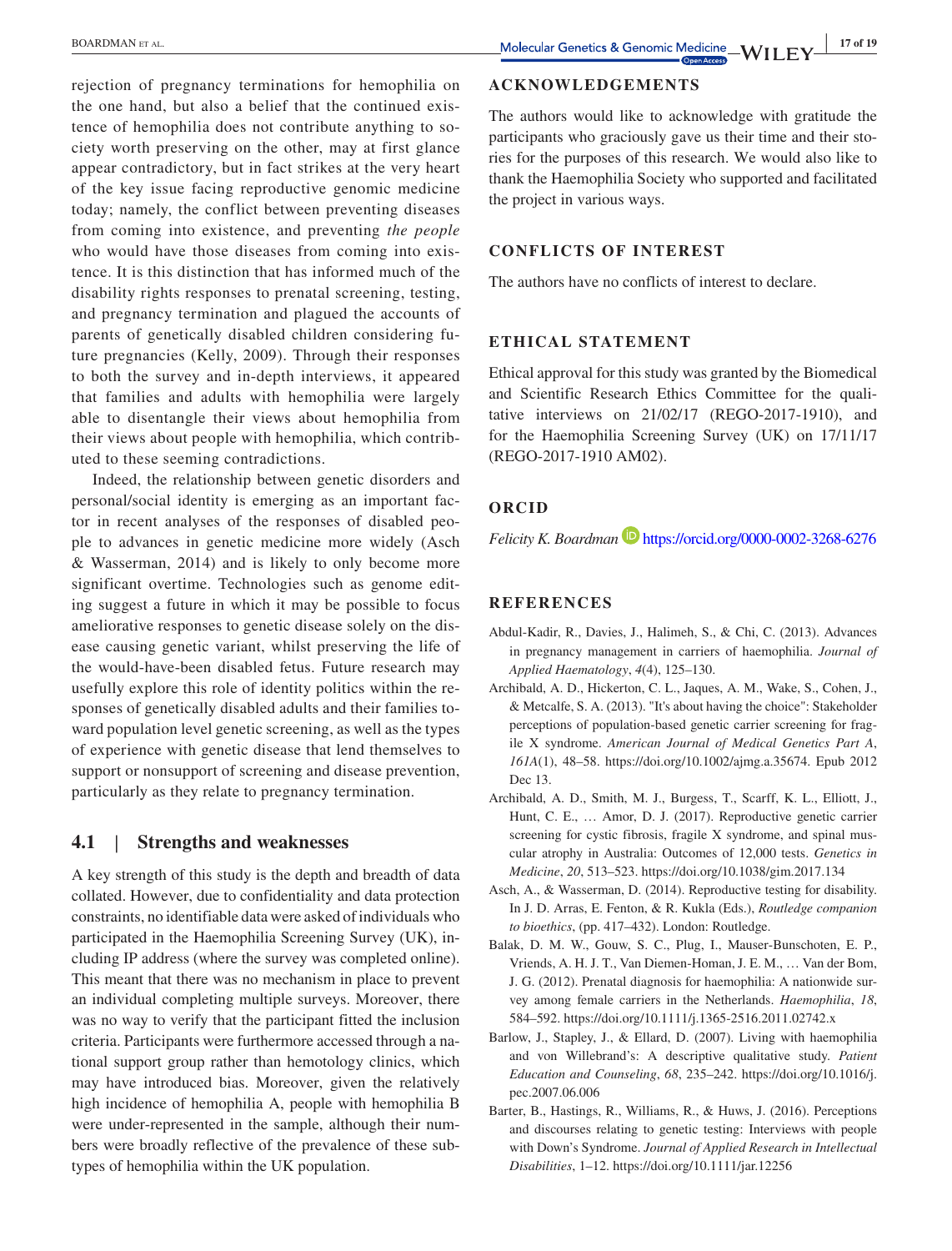rejection of pregnancy terminations for hemophilia on the one hand, but also a belief that the continued existence of hemophilia does not contribute anything to society worth preserving on the other, may at first glance appear contradictory, but in fact strikes at the very heart of the key issue facing reproductive genomic medicine today; namely, the conflict between preventing diseases from coming into existence, and preventing *the people* who would have those diseases from coming into existence. It is this distinction that has informed much of the disability rights responses to prenatal screening, testing, and pregnancy termination and plagued the accounts of parents of genetically disabled children considering future pregnancies (Kelly, 2009). Through their responses to both the survey and in-depth interviews, it appeared that families and adults with hemophilia were largely able to disentangle their views about hemophilia from their views about people with hemophilia, which contributed to these seeming contradictions.

Indeed, the relationship between genetic disorders and personal/social identity is emerging as an important factor in recent analyses of the responses of disabled people to advances in genetic medicine more widely (Asch & Wasserman, 2014) and is likely to only become more significant overtime. Technologies such as genome editing suggest a future in which it may be possible to focus ameliorative responses to genetic disease solely on the disease causing genetic variant, whilst preserving the life of the would-have-been disabled fetus. Future research may usefully explore this role of identity politics within the responses of genetically disabled adults and their families toward population level genetic screening, as well as the types of experience with genetic disease that lend themselves to support or nonsupport of screening and disease prevention, particularly as they relate to pregnancy termination.

### 4.1 | Strengths and weaknesses

A key strength of this study is the depth and breadth of data collated. However, due to confidentiality and data protection constraints, no identifiable data were asked of individuals who participated in the Haemophilia Screening Survey (UK), including IP address (where the survey was completed online). This meant that there was no mechanism in place to prevent an individual completing multiple surveys. Moreover, there was no way to verify that the participant fitted the inclusion criteria. Participants were furthermore accessed through a national support group rather than hemotology clinics, which may have introduced bias. Moreover, given the relatively high incidence of hemophilia A, people with hemophilia B were under-represented in the sample, although their numbers were broadly reflective of the prevalence of these subtypes of hemophilia within the UK population.

## ACKNOWLEDGEMENTS

The authors would like to acknowledge with gratitude the participants who graciously gave us their time and their stories for the purposes of this research. We would also like to thank the Haemophilia Society who supported and facilitated the project in various ways.

## CONFLICTS OF INTEREST

The authors have no conflicts of interest to declare.

## ETHICAL STATEMENT

Ethical approval for this study was granted by the Biomedical and Scientific Research Ethics Committee for the qualitative interviews on 21/02/17 (REGO-2017-1910), and for the Haemophilia Screening Survey (UK) on 17/11/17 (REGO-2017-1910 AM02).

## ORCID

*Felicity K. Boardman* https://orcid.org/0000-0002-3268-6276

## REFERENCES

Abdul-Kadir, R., Davies, J., Halimeh, S., & Chi, C. (2013). Advances in pregnancy management in carriers of haemophilia. *Journal of Applied Haematology*, *4*(4), 125–130.

Archibald, A. D., Hickerton, C. L., Jaques, A. M., Wake, S., Cohen, J., & Metcalfe, S. A. (2013). "It's about having the choice": Stakeholder perceptions of population-based genetic carrier screening for fragile X syndrome. *American Journal of Medical Genetics Part A*, *161A*(1), 48–58. https://doi.org/10.1002/ajmg.a.35674. Epub 2012 Dec 13.

Archibald, A. D., Smith, M. J., Burgess, T., Scarff, K. L., Elliott, J., Hunt, C. E., … Amor, D. J. (2017). Reproductive genetic carrier screening for cystic fibrosis, fragile X syndrome, and spinal muscular atrophy in Australia: Outcomes of 12,000 tests. *Genetics in Medicine*, *20*, 513–523. https://doi.org/10.1038/gim.2017.134

Asch, A., & Wasserman, D. (2014). Reproductive testing for disability. In J. D. Arras, E. Fenton, & R. Kukla (Eds.), *Routledge companion to bioethics*, (pp. 417–432). London: Routledge.

Balak, D. M. W., Gouw, S. C., Plug, I., Mauser-Bunschoten, E. P., Vriends, A. H. J. T., Van Diemen-Homan, J. E. M., … Van der Bom, J. G. (2012). Prenatal diagnosis for haemophilia: A nationwide survey among female carriers in the Netherlands. *Haemophilia*, *18*, 584–592. https://doi.org/10.1111/j.1365-2516.2011.02742.x

Barlow, J., Stapley, J., & Ellard, D. (2007). Living with haemophilia and von Willebrand's: A descriptive qualitative study. *Patient Education and Counseling*, *68*, 235–242. https://doi.org/10.1016/j.pec.2007.06.006

Barter, B., Hastings, R., Williams, R., & Huws, J. (2016). Perceptions and discourses relating to genetic testing: Interviews with people with Down's Syndrome. *Journal of Applied Research in Intellectual Disabilities*, 1–12. https://doi.org/10.1111/jar.12256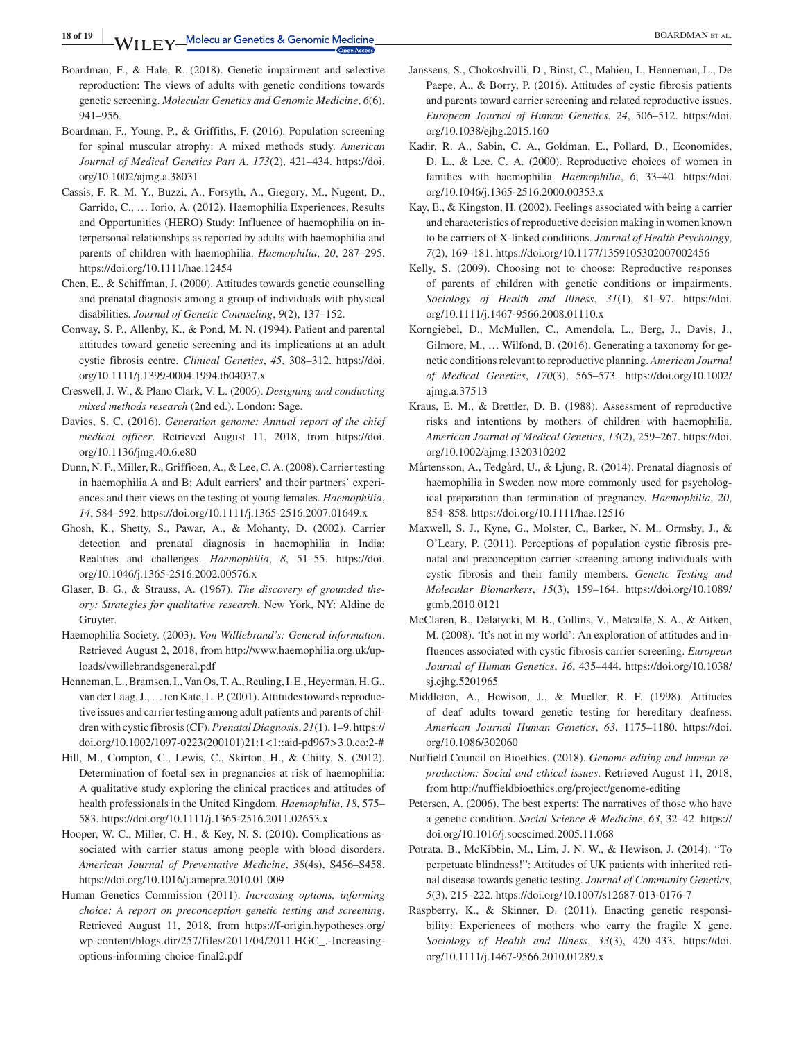Boardman, F., & Hale, R. (2018). Genetic impairment and selective reproduction: The views of adults with genetic conditions towards genetic screening. *Molecular Genetics and Genomic Medicine*, *6*(6), 941–956.

Boardman, F., Young, P., & Griffiths, F. (2016). Population screening for spinal muscular atrophy: A mixed methods study. *American Journal of Medical Genetics Part A*, *173*(2), 421–434. https://doi.org/10.1002/ajmg.a.38031

Cassis, F. R. M. Y., Buzzi, A., Forsyth, A., Gregory, M., Nugent, D., Garrido, C., … Iorio, A. (2012). Haemophilia Experiences, Results and Opportunities (HERO) Study: Influence of haemophilia on interpersonal relationships as reported by adults with haemophilia and parents of children with haemophilia. *Haemophilia*, *20*, 287–295. https://doi.org/10.1111/hae.12454

Chen, E., & Schiffman, J. (2000). Attitudes towards genetic counselling and prenatal diagnosis among a group of individuals with physical disabilities. *Journal of Genetic Counseling*, *9*(2), 137–152.

Conway, S. P., Allenby, K., & Pond, M. N. (1994). Patient and parental attitudes toward genetic screening and its implications at an adult cystic fibrosis centre. *Clinical Genetics*, *45*, 308–312. https://doi.org/10.1111/j.1399-0004.1994.tb04037.x

Creswell, J. W., & Plano Clark, V. L. (2006). *Designing and conducting mixed methods research* (2nd ed.). London: Sage.

Davies, S. C. (2016). *Generation genome: Annual report of the chief medical officer*. Retrieved August 11, 2018, from https://doi.org/10.1136/jmg.40.6.e80

Dunn, N. F., Miller, R., Griffioen, A., & Lee, C. A. (2008). Carrier testing in haemophilia A and B: Adult carriers' and their partners' experiences and their views on the testing of young females. *Haemophilia*, *14*, 584–592. https://doi.org/10.1111/j.1365-2516.2007.01649.x

Ghosh, K., Shetty, S., Pawar, A., & Mohanty, D. (2002). Carrier detection and prenatal diagnosis in haemophilia in India: Realities and challenges. *Haemophilia*, *8*, 51–55. https://doi.org/10.1046/j.1365-2516.2002.00576.x

Glaser, B. G., & Strauss, A. (1967). *The discovery of grounded theory: Strategies for qualitative research*. New York, NY: Aldine de Gruyter.

Haemophilia Society. (2003). *Von Willlebrand's: General information*. Retrieved August 2, 2018, from http://www.haemophilia.org.uk/uploads/vwillebrandsgeneral.pdf

Henneman, L., Bramsen, I., Van Os, T. A., Reuling, I. E., Heyerman, H. G., van der Laag, J., … ten Kate, L. P. (2001). Attitudes towards reproductive issues and carrier testing among adult patients and parents of children with cystic fibrosis (CF). *Prenatal Diagnosis*, *21*(1), 1–9. https://doi.org/10.1002/1097-0223(200101)21:1<1::aid-pd967>3.0.co;2-#

Hill, M., Compton, C., Lewis, C., Skirton, H., & Chitty, S. (2012). Determination of foetal sex in pregnancies at risk of haemophilia: A qualitative study exploring the clinical practices and attitudes of health professionals in the United Kingdom. *Haemophilia*, *18*, 575–583. https://doi.org/10.1111/j.1365-2516.2011.02653.x

Hooper, W. C., Miller, C. H., & Key, N. S. (2010). Complications associated with carrier status among people with blood disorders. *American Journal of Preventative Medicine*, *38*(4s), S456–S458. https://doi.org/10.1016/j.amepre.2010.01.009

Human Genetics Commission (2011). *Increasing options, informing choice: A report on preconception genetic testing and screening*. Retrieved August 11, 2018, from https://f-origin.hypotheses.org/wp-content/blogs.dir/257/files/2011/04/2011.HGC_.-Increasing-options-informing-choice-final2.pdf

Janssens, S., Chokoshvilli, D., Binst, C., Mahieu, I., Henneman, L., De Paepe, A., & Borry, P. (2016). Attitudes of cystic fibrosis patients and parents toward carrier screening and related reproductive issues. *European Journal of Human Genetics*, *24*, 506–512. https://doi.org/10.1038/ejhg.2015.160

Kadir, R. A., Sabin, C. A., Goldman, E., Pollard, D., Economides, D. L., & Lee, C. A. (2000). Reproductive choices of women in families with haemophilia. *Haemophilia*, *6*, 33–40. https://doi.org/10.1046/j.1365-2516.2000.00353.x

Kay, E., & Kingston, H. (2002). Feelings associated with being a carrier and characteristics of reproductive decision making in women known to be carriers of X-linked conditions. *Journal of Health Psychology*, *7*(2), 169–181. https://doi.org/10.1177/1359105302007002456

Kelly, S. (2009). Choosing not to choose: Reproductive responses of parents of children with genetic conditions or impairments. *Sociology of Health and Illness*, *31*(1), 81–97. https://doi.org/10.1111/j.1467-9566.2008.01110.x

Korngiebel, D., McMullen, C., Amendola, L., Berg, J., Davis, J., Gilmore, M., … Wilfond, B. (2016). Generating a taxonomy for genetic conditions relevant to reproductive planning. *American Journal of Medical Genetics*, *170*(3), 565–573. https://doi.org/10.1002/ajmg.a.37513

Kraus, E. M., & Brettler, D. B. (1988). Assessment of reproductive risks and intentions by mothers of children with haemophilia. *American Journal of Medical Genetics*, *13*(2), 259–267. https://doi.org/10.1002/ajmg.1320310202

Mårtensson, A., Tedgård, U., & Ljung, R. (2014). Prenatal diagnosis of haemophilia in Sweden now more commonly used for psychological preparation than termination of pregnancy. *Haemophilia*, *20*, 854–858. https://doi.org/10.1111/hae.12516

Maxwell, S. J., Kyne, G., Molster, C., Barker, N. M., Ormsby, J., & O'Leary, P. (2011). Perceptions of population cystic fibrosis prenatal and preconception carrier screening among individuals with cystic fibrosis and their family members. *Genetic Testing and Molecular Biomarkers*, *15*(3), 159–164. https://doi.org/10.1089/gtmb.2010.0121

McClaren, B., Delatycki, M. B., Collins, V., Metcalfe, S. A., & Aitken, M. (2008). 'It's not in my world': An exploration of attitudes and influences associated with cystic fibrosis carrier screening. *European Journal of Human Genetics*, *16*, 435–444. https://doi.org/10.1038/sj.ejhg.5201965

Middleton, A., Hewison, J., & Mueller, R. F. (1998). Attitudes of deaf adults toward genetic testing for hereditary deafness. *American Journal Human Genetics*, *63*, 1175–1180. https://doi.org/10.1086/302060

Nuffield Council on Bioethics. (2018). *Genome editing and human reproduction: Social and ethical issues*. Retrieved August 11, 2018, from http://nuffieldbioethics.org/project/genome-editing

Petersen, A. (2006). The best experts: The narratives of those who have a genetic condition. *Social Science & Medicine*, *63*, 32–42. https://doi.org/10.1016/j.socscimed.2005.11.068

Potrata, B., McKibbin, M., Lim, J. N. W., & Hewison, J. (2014). "To perpetuate blindness!": Attitudes of UK patients with inherited retinal disease towards genetic testing. *Journal of Community Genetics*, *5*(3), 215–222. https://doi.org/10.1007/s12687-013-0176-7

Raspberry, K., & Skinner, D. (2011). Enacting genetic responsibility: Experiences of mothers who carry the fragile X gene. *Sociology of Health and Illness*, *33*(3), 420–433. https://doi.org/10.1111/j.1467-9566.2010.01289.x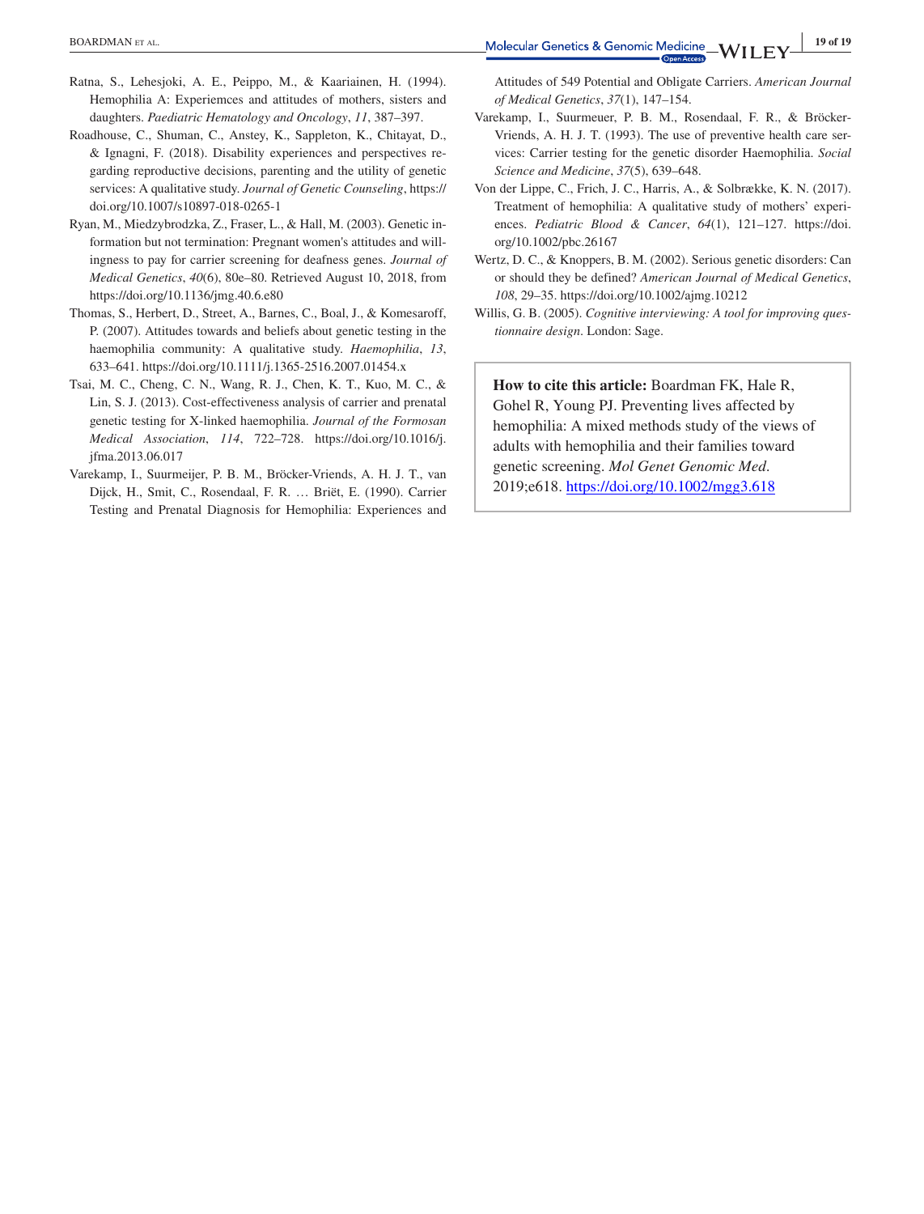Ratna, S., Lehesjoki, A. E., Peippo, M., & Kaariainen, H. (1994). Hemophilia A: Experiemces and attitudes of mothers, sisters and daughters. *Paediatric Hematology and Oncology*, *11*, 387–397.

Roadhouse, C., Shuman, C., Anstey, K., Sappleton, K., Chitayat, D., & Ignagni, F. (2018). Disability experiences and perspectives regarding reproductive decisions, parenting and the utility of genetic services: A qualitative study. *Journal of Genetic Counseling*, https://doi.org/10.1007/s10897-018-0265-1

Ryan, M., Miedzybrodzka, Z., Fraser, L., & Hall, M. (2003). Genetic information but not termination: Pregnant women's attitudes and willingness to pay for carrier screening for deafness genes. *Journal of Medical Genetics*, *40*(6), 80e–80. Retrieved August 10, 2018, from https://doi.org/10.1136/jmg.40.6.e80

Thomas, S., Herbert, D., Street, A., Barnes, C., Boal, J., & Komesaroff, P. (2007). Attitudes towards and beliefs about genetic testing in the haemophilia community: A qualitative study. *Haemophilia*, *13*, 633–641. https://doi.org/10.1111/j.1365-2516.2007.01454.x

Tsai, M. C., Cheng, C. N., Wang, R. J., Chen, K. T., Kuo, M. C., & Lin, S. J. (2013). Cost-effectiveness analysis of carrier and prenatal genetic testing for X-linked haemophilia. *Journal of the Formosan Medical Association*, *114*, 722–728. https://doi.org/10.1016/j.jfma.2013.06.017

Varekamp, I., Suurmeijer, P. B. M., Bröcker-Vriends, A. H. J. T., van Dijck, H., Smit, C., Rosendaal, F. R. … Briët, E. (1990). Carrier Testing and Prenatal Diagnosis for Hemophilia: Experiences and Attitudes of 549 Potential and Obligate Carriers. *American Journal of Medical Genetics*, *37*(1), 147–154.

Varekamp, I., Suurmeuer, P. B. M., Rosendaal, F. R., & Bröcker-Vriends, A. H. J. T. (1993). The use of preventive health care services: Carrier testing for the genetic disorder Haemophilia. *Social Science and Medicine*, *37*(5), 639–648.

Von der Lippe, C., Frich, J. C., Harris, A., & Solbrække, K. N. (2017). Treatment of hemophilia: A qualitative study of mothers' experiences. *Pediatric Blood & Cancer*, *64*(1), 121–127. https://doi.org/10.1002/pbc.26167

Wertz, D. C., & Knoppers, B. M. (2002). Serious genetic disorders: Can or should they be defined? *American Journal of Medical Genetics*, *108*, 29–35. https://doi.org/10.1002/ajmg.10212

Willis, G. B. (2005). *Cognitive interviewing: A tool for improving questionnaire design*. London: Sage.

**How to cite this article:** Boardman FK, Hale R, Gohel R, Young PJ. Preventing lives affected by hemophilia: A mixed methods study of the views of adults with hemophilia and their families toward genetic screening. *Mol Genet Genomic Med*. 2019;e618. https://doi.org/10.1002/mgg3.618